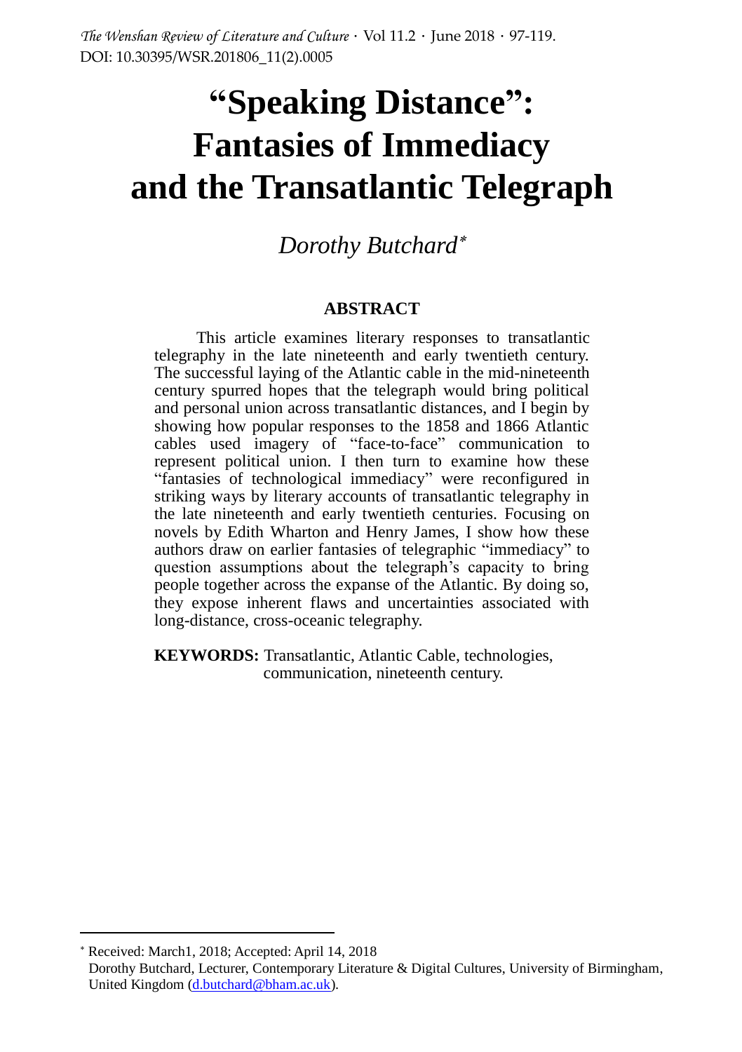# "Speaking Distance": Fantasies of Immediacy and the Transatlantic Telegraph

*Dorothy Butchard*[*]

## ABSTRACT

This article examines literary responses to transatlantic telegraphy in the late nineteenth and early twentieth century. The successful laying of the Atlantic cable in the mid-nineteenth century spurred hopes that the telegraph would bring political and personal union across transatlantic distances, and I begin by showing how popular responses to the 1858 and 1866 Atlantic cables used imagery of "face-to-face" communication to represent political union. I then turn to examine how these "fantasies of technological immediacy" were reconfigured in striking ways by literary accounts of transatlantic telegraphy in the late nineteenth and early twentieth centuries. Focusing on novels by Edith Wharton and Henry James, I show how these authors draw on earlier fantasies of telegraphic "immediacy" to question assumptions about the telegraph's capacity to bring people together across the expanse of the Atlantic. By doing so, they expose inherent flaws and uncertainties associated with long-distance, cross-oceanic telegraphy.

**KEYWORDS:** Transatlantic, Atlantic Cable, technologies, communication, nineteenth century.

---

[*] Received: March1, 2018; Accepted: April 14, 2018
Dorothy Butchard, Lecturer, Contemporary Literature & Digital Cultures, University of Birmingham, United Kingdom (d.butchard@bham.ac.uk).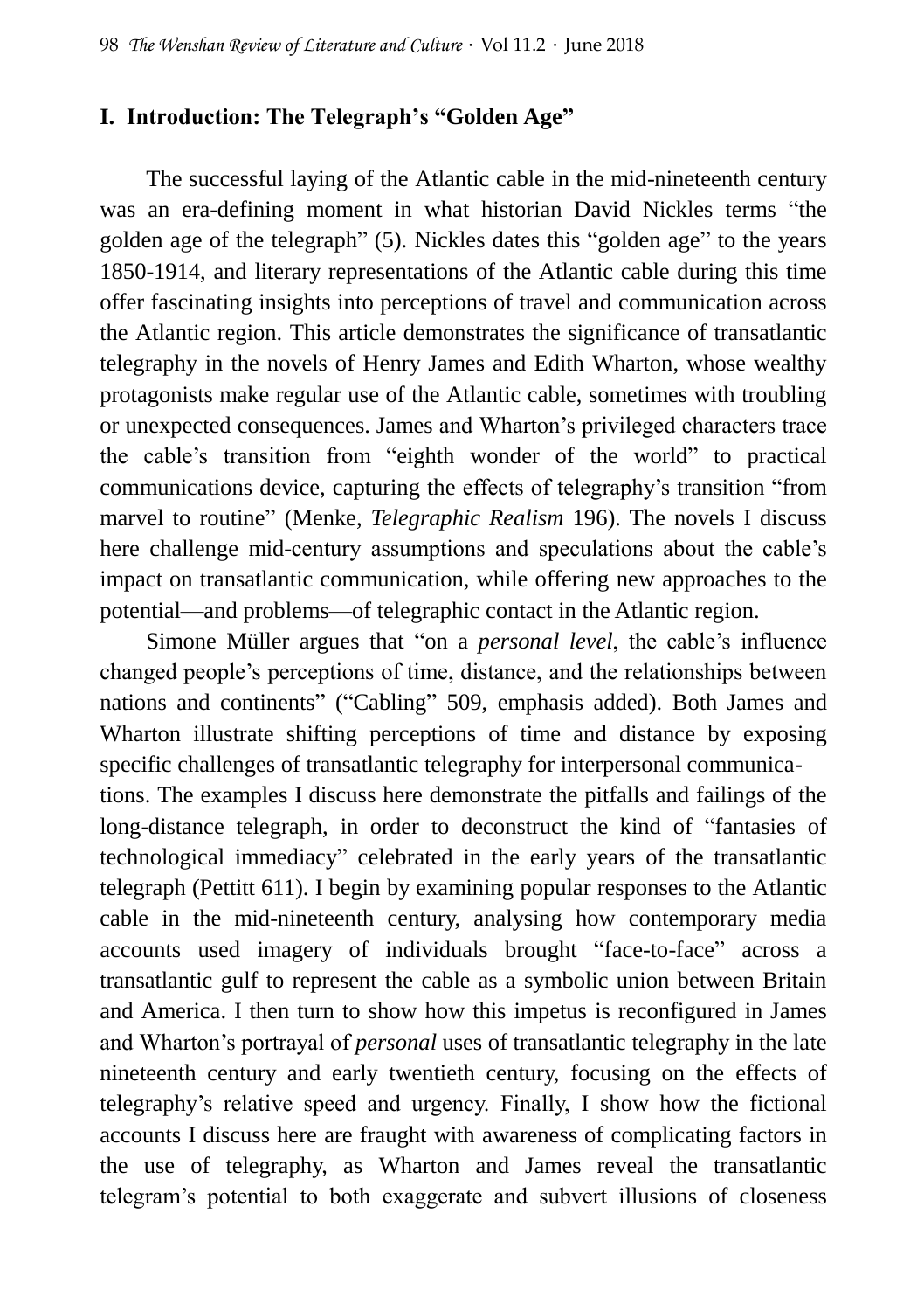## I. Introduction: The Telegraph's "Golden Age"

The successful laying of the Atlantic cable in the mid-nineteenth century was an era-defining moment in what historian David Nickles terms "the golden age of the telegraph" (5). Nickles dates this "golden age" to the years 1850-1914, and literary representations of the Atlantic cable during this time offer fascinating insights into perceptions of travel and communication across the Atlantic region. This article demonstrates the significance of transatlantic telegraphy in the novels of Henry James and Edith Wharton, whose wealthy protagonists make regular use of the Atlantic cable, sometimes with troubling or unexpected consequences. James and Wharton's privileged characters trace the cable's transition from "eighth wonder of the world" to practical communications device, capturing the effects of telegraphy's transition "from marvel to routine" (Menke, *Telegraphic Realism* 196). The novels I discuss here challenge mid-century assumptions and speculations about the cable's impact on transatlantic communication, while offering new approaches to the potential—and problems—of telegraphic contact in the Atlantic region.

Simone Müller argues that "on a *personal level*, the cable's influence changed people's perceptions of time, distance, and the relationships between nations and continents" ("Cabling" 509, emphasis added). Both James and Wharton illustrate shifting perceptions of time and distance by exposing specific challenges of transatlantic telegraphy for interpersonal communications. The examples I discuss here demonstrate the pitfalls and failings of the long-distance telegraph, in order to deconstruct the kind of "fantasies of technological immediacy" celebrated in the early years of the transatlantic telegraph (Pettitt 611). I begin by examining popular responses to the Atlantic cable in the mid-nineteenth century, analysing how contemporary media accounts used imagery of individuals brought "face-to-face" across a transatlantic gulf to represent the cable as a symbolic union between Britain and America. I then turn to show how this impetus is reconfigured in James and Wharton's portrayal of *personal* uses of transatlantic telegraphy in the late nineteenth century and early twentieth century, focusing on the effects of telegraphy's relative speed and urgency. Finally, I show how the fictional accounts I discuss here are fraught with awareness of complicating factors in the use of telegraphy, as Wharton and James reveal the transatlantic telegram's potential to both exaggerate and subvert illusions of closeness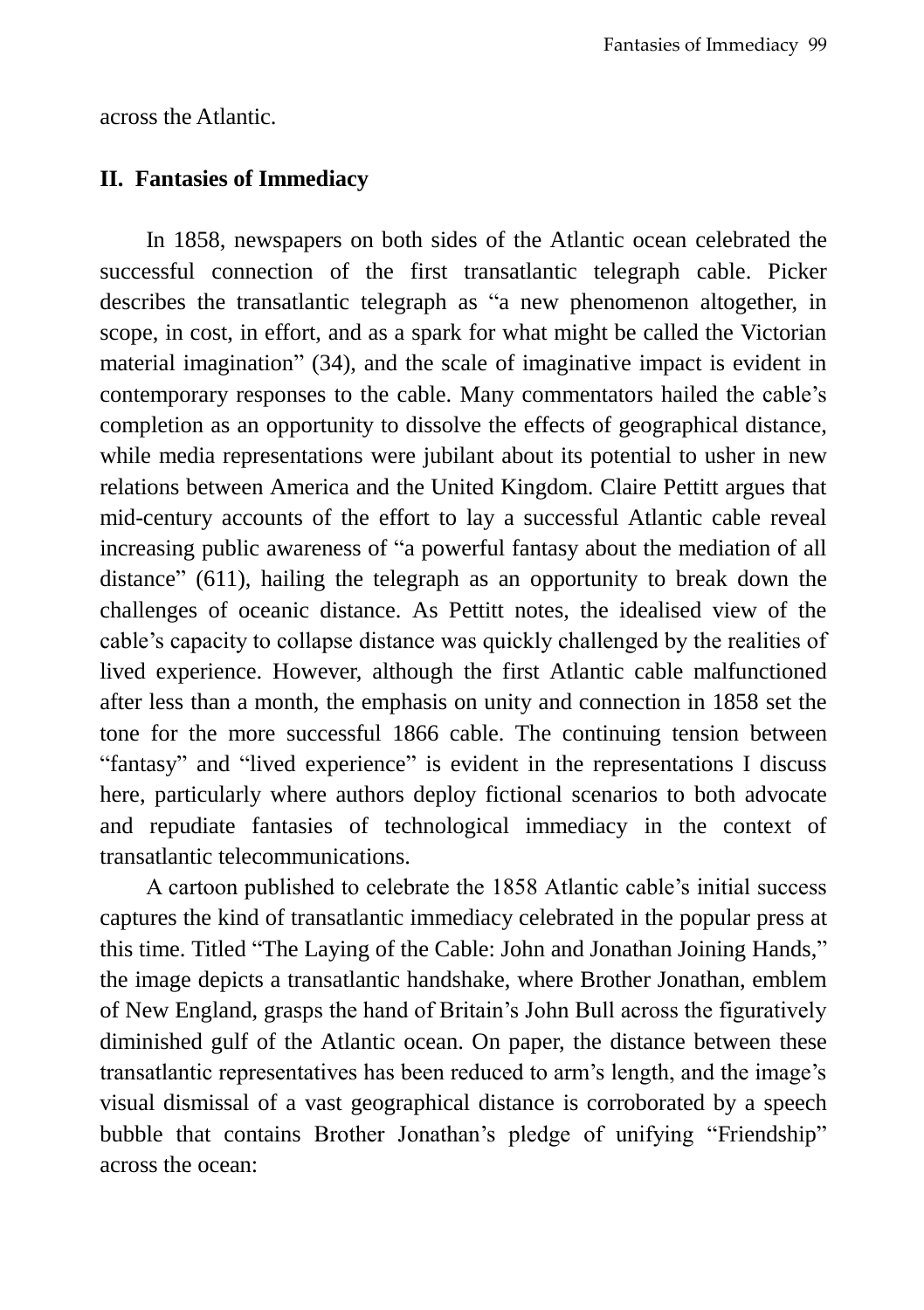across the Atlantic.

## II. Fantasies of Immediacy

In 1858, newspapers on both sides of the Atlantic ocean celebrated the successful connection of the first transatlantic telegraph cable. Picker describes the transatlantic telegraph as "a new phenomenon altogether, in scope, in cost, in effort, and as a spark for what might be called the Victorian material imagination" (34), and the scale of imaginative impact is evident in contemporary responses to the cable. Many commentators hailed the cable's completion as an opportunity to dissolve the effects of geographical distance, while media representations were jubilant about its potential to usher in new relations between America and the United Kingdom. Claire Pettitt argues that mid-century accounts of the effort to lay a successful Atlantic cable reveal increasing public awareness of "a powerful fantasy about the mediation of all distance" (611), hailing the telegraph as an opportunity to break down the challenges of oceanic distance. As Pettitt notes, the idealised view of the cable's capacity to collapse distance was quickly challenged by the realities of lived experience. However, although the first Atlantic cable malfunctioned after less than a month, the emphasis on unity and connection in 1858 set the tone for the more successful 1866 cable. The continuing tension between "fantasy" and "lived experience" is evident in the representations I discuss here, particularly where authors deploy fictional scenarios to both advocate and repudiate fantasies of technological immediacy in the context of transatlantic telecommunications.

A cartoon published to celebrate the 1858 Atlantic cable's initial success captures the kind of transatlantic immediacy celebrated in the popular press at this time. Titled "The Laying of the Cable: John and Jonathan Joining Hands," the image depicts a transatlantic handshake, where Brother Jonathan, emblem of New England, grasps the hand of Britain's John Bull across the figuratively diminished gulf of the Atlantic ocean. On paper, the distance between these transatlantic representatives has been reduced to arm's length, and the image's visual dismissal of a vast geographical distance is corroborated by a speech bubble that contains Brother Jonathan's pledge of unifying "Friendship" across the ocean: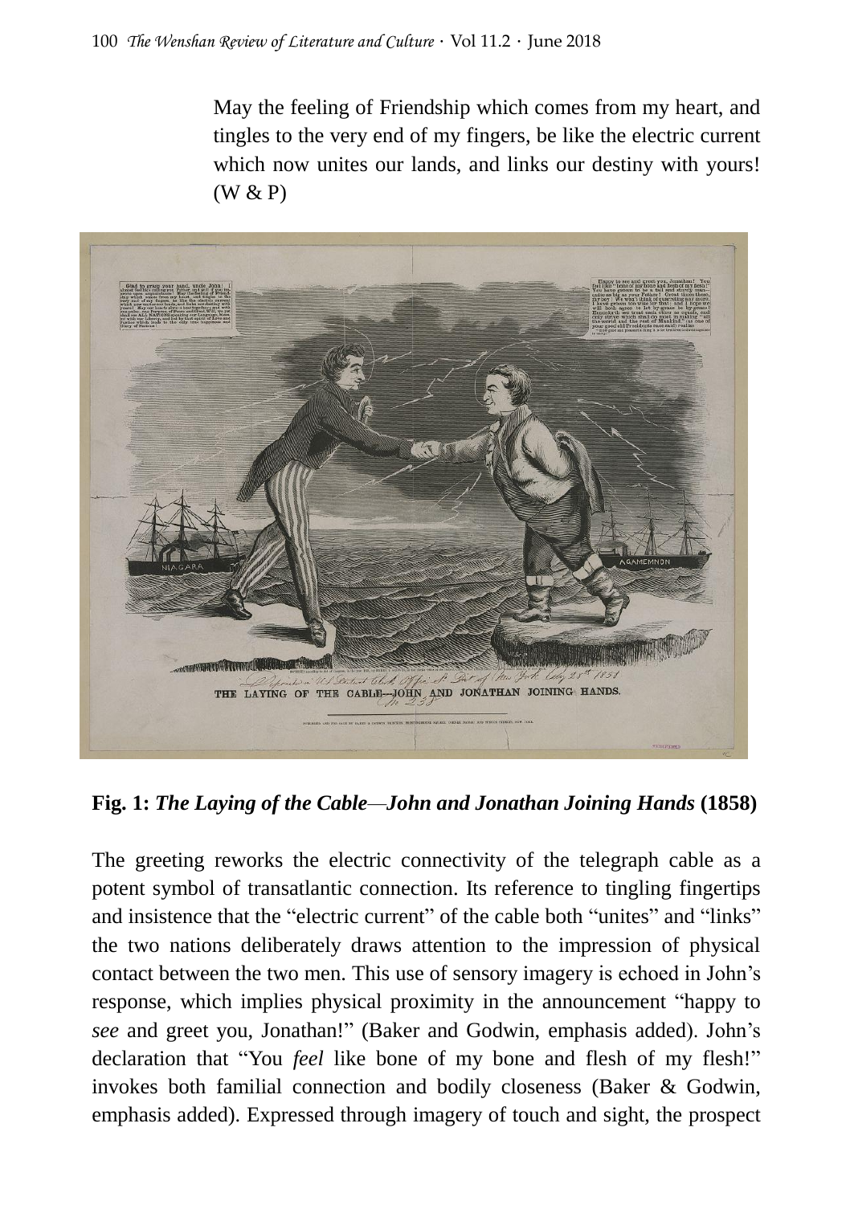> May the feeling of Friendship which comes from my heart, and tingles to the very end of my fingers, be like the electric current which now unites our lands, and links our destiny with yours! (W & P)

**Fig. 1:** ***The Laying of the Cable—John and Jonathan Joining Hands*** **(1858)**

The greeting reworks the electric connectivity of the telegraph cable as a potent symbol of transatlantic connection. Its reference to tingling fingertips and insistence that the "electric current" of the cable both "unites" and "links" the two nations deliberately draws attention to the impression of physical contact between the two men. This use of sensory imagery is echoed in John's response, which implies physical proximity in the announcement "happy to *see* and greet you, Jonathan!" (Baker and Godwin, emphasis added). John's declaration that "You *feel* like bone of my bone and flesh of my flesh!" invokes both familial connection and bodily closeness (Baker & Godwin, emphasis added). Expressed through imagery of touch and sight, the prospect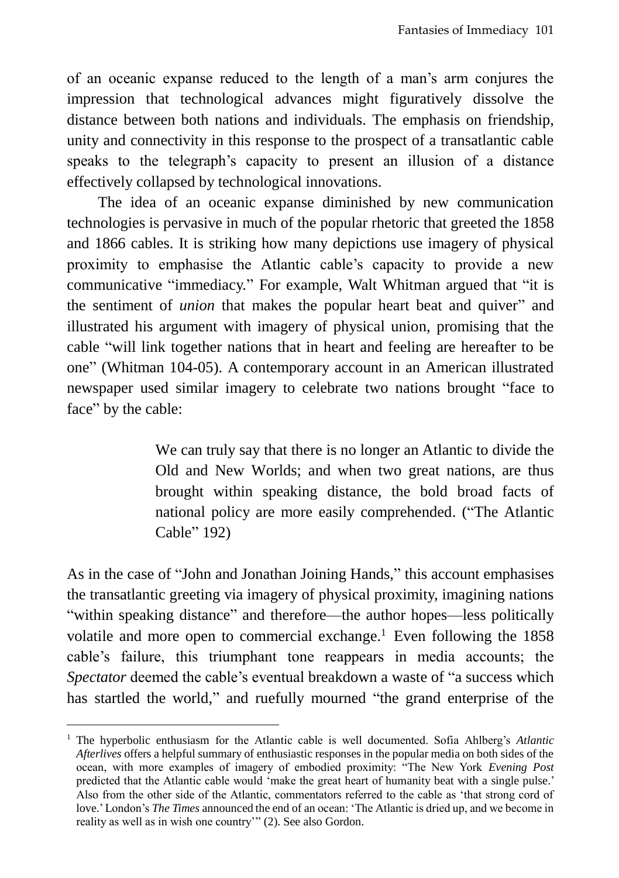of an oceanic expanse reduced to the length of a man's arm conjures the impression that technological advances might figuratively dissolve the distance between both nations and individuals. The emphasis on friendship, unity and connectivity in this response to the prospect of a transatlantic cable speaks to the telegraph's capacity to present an illusion of a distance effectively collapsed by technological innovations.

The idea of an oceanic expanse diminished by new communication technologies is pervasive in much of the popular rhetoric that greeted the 1858 and 1866 cables. It is striking how many depictions use imagery of physical proximity to emphasise the Atlantic cable's capacity to provide a new communicative "immediacy." For example, Walt Whitman argued that "it is the sentiment of *union* that makes the popular heart beat and quiver" and illustrated his argument with imagery of physical union, promising that the cable "will link together nations that in heart and feeling are hereafter to be one" (Whitman 104-05). A contemporary account in an American illustrated newspaper used similar imagery to celebrate two nations brought "face to face" by the cable:

> We can truly say that there is no longer an Atlantic to divide the Old and New Worlds; and when two great nations, are thus brought within speaking distance, the bold broad facts of national policy are more easily comprehended. ("The Atlantic Cable" 192)

As in the case of "John and Jonathan Joining Hands," this account emphasises the transatlantic greeting via imagery of physical proximity, imagining nations "within speaking distance" and therefore—the author hopes—less politically volatile and more open to commercial exchange.[1] Even following the 1858 cable's failure, this triumphant tone reappears in media accounts; the *Spectator* deemed the cable's eventual breakdown a waste of "a success which has startled the world," and ruefully mourned "the grand enterprise of the

[1] The hyperbolic enthusiasm for the Atlantic cable is well documented. Sofia Ahlberg's *Atlantic Afterlives* offers a helpful summary of enthusiastic responses in the popular media on both sides of the ocean, with more examples of imagery of embodied proximity: "The New York *Evening Post* predicted that the Atlantic cable would 'make the great heart of humanity beat with a single pulse.' Also from the other side of the Atlantic, commentators referred to the cable as 'that strong cord of love.' London's *The Times* announced the end of an ocean: 'The Atlantic is dried up, and we become in reality as well as in wish one country'" (2). See also Gordon.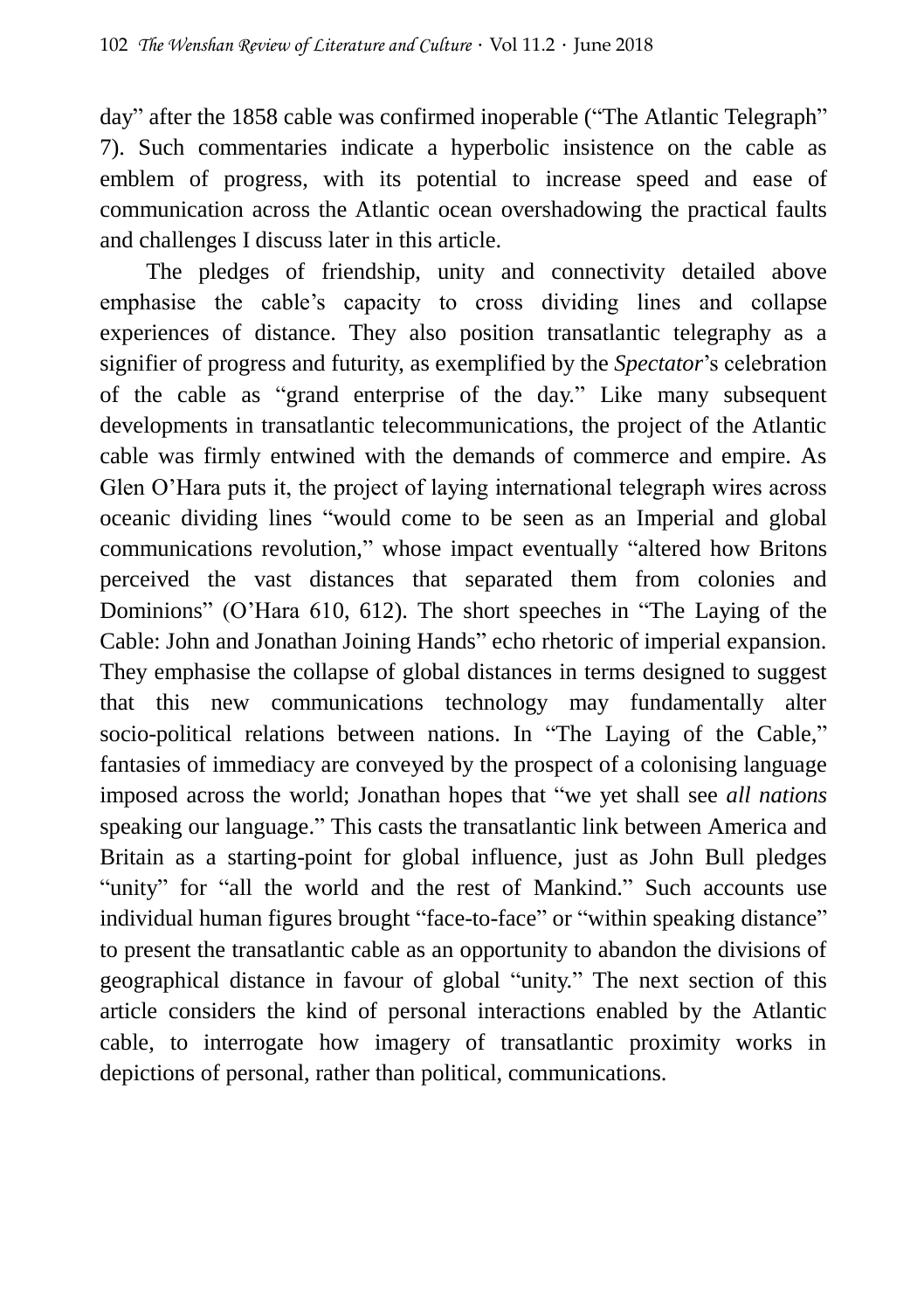day" after the 1858 cable was confirmed inoperable ("The Atlantic Telegraph" 7). Such commentaries indicate a hyperbolic insistence on the cable as emblem of progress, with its potential to increase speed and ease of communication across the Atlantic ocean overshadowing the practical faults and challenges I discuss later in this article.

The pledges of friendship, unity and connectivity detailed above emphasise the cable's capacity to cross dividing lines and collapse experiences of distance. They also position transatlantic telegraphy as a signifier of progress and futurity, as exemplified by the *Spectator*'s celebration of the cable as "grand enterprise of the day." Like many subsequent developments in transatlantic telecommunications, the project of the Atlantic cable was firmly entwined with the demands of commerce and empire. As Glen O'Hara puts it, the project of laying international telegraph wires across oceanic dividing lines "would come to be seen as an Imperial and global communications revolution," whose impact eventually "altered how Britons perceived the vast distances that separated them from colonies and Dominions" (O'Hara 610, 612). The short speeches in "The Laying of the Cable: John and Jonathan Joining Hands" echo rhetoric of imperial expansion. They emphasise the collapse of global distances in terms designed to suggest that this new communications technology may fundamentally alter socio-political relations between nations. In "The Laying of the Cable," fantasies of immediacy are conveyed by the prospect of a colonising language imposed across the world; Jonathan hopes that "we yet shall see *all nations* speaking our language." This casts the transatlantic link between America and Britain as a starting-point for global influence, just as John Bull pledges "unity" for "all the world and the rest of Mankind." Such accounts use individual human figures brought "face-to-face" or "within speaking distance" to present the transatlantic cable as an opportunity to abandon the divisions of geographical distance in favour of global "unity." The next section of this article considers the kind of personal interactions enabled by the Atlantic cable, to interrogate how imagery of transatlantic proximity works in depictions of personal, rather than political, communications.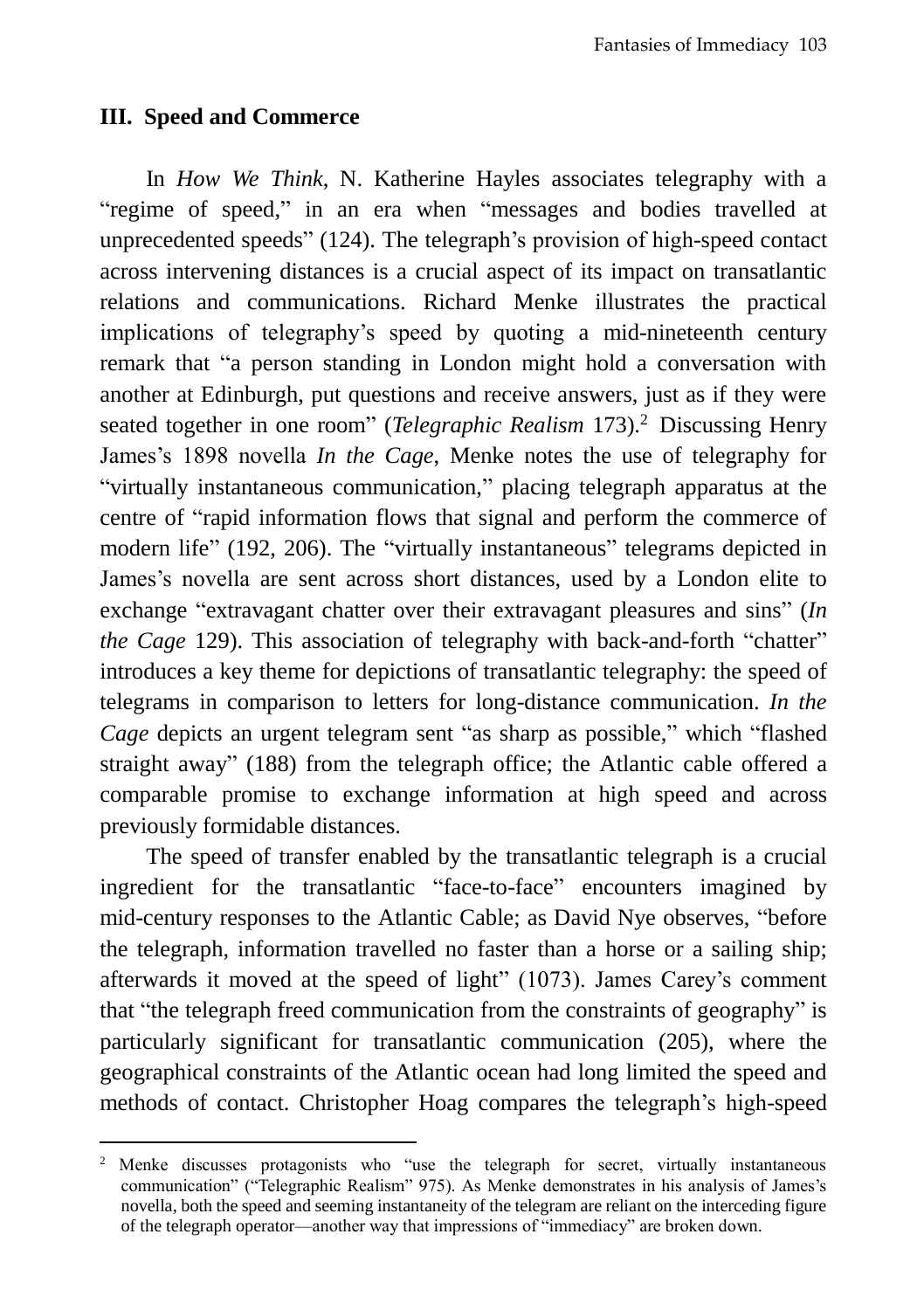### III. Speed and Commerce

In *How We Think*, N. Katherine Hayles associates telegraphy with a "regime of speed," in an era when "messages and bodies travelled at unprecedented speeds" (124). The telegraph's provision of high-speed contact across intervening distances is a crucial aspect of its impact on transatlantic relations and communications. Richard Menke illustrates the practical implications of telegraphy's speed by quoting a mid-nineteenth century remark that "a person standing in London might hold a conversation with another at Edinburgh, put questions and receive answers, just as if they were seated together in one room" (*Telegraphic Realism* 173).[2] Discussing Henry James's 1898 novella *In the Cage*, Menke notes the use of telegraphy for "virtually instantaneous communication," placing telegraph apparatus at the centre of "rapid information flows that signal and perform the commerce of modern life" (192, 206). The "virtually instantaneous" telegrams depicted in James's novella are sent across short distances, used by a London elite to exchange "extravagant chatter over their extravagant pleasures and sins" (*In the Cage* 129). This association of telegraphy with back-and-forth "chatter" introduces a key theme for depictions of transatlantic telegraphy: the speed of telegrams in comparison to letters for long-distance communication. *In the Cage* depicts an urgent telegram sent "as sharp as possible," which "flashed straight away" (188) from the telegraph office; the Atlantic cable offered a comparable promise to exchange information at high speed and across previously formidable distances.

The speed of transfer enabled by the transatlantic telegraph is a crucial ingredient for the transatlantic "face-to-face" encounters imagined by mid-century responses to the Atlantic Cable; as David Nye observes, "before the telegraph, information travelled no faster than a horse or a sailing ship; afterwards it moved at the speed of light" (1073). James Carey's comment that "the telegraph freed communication from the constraints of geography" is particularly significant for transatlantic communication (205), where the geographical constraints of the Atlantic ocean had long limited the speed and methods of contact. Christopher Hoag compares the telegraph's high-speed

[2] Menke discusses protagonists who "use the telegraph for secret, virtually instantaneous communication" ("Telegraphic Realism" 975). As Menke demonstrates in his analysis of James's novella, both the speed and seeming instantaneity of the telegram are reliant on the interceding figure of the telegraph operator—another way that impressions of "immediacy" are broken down.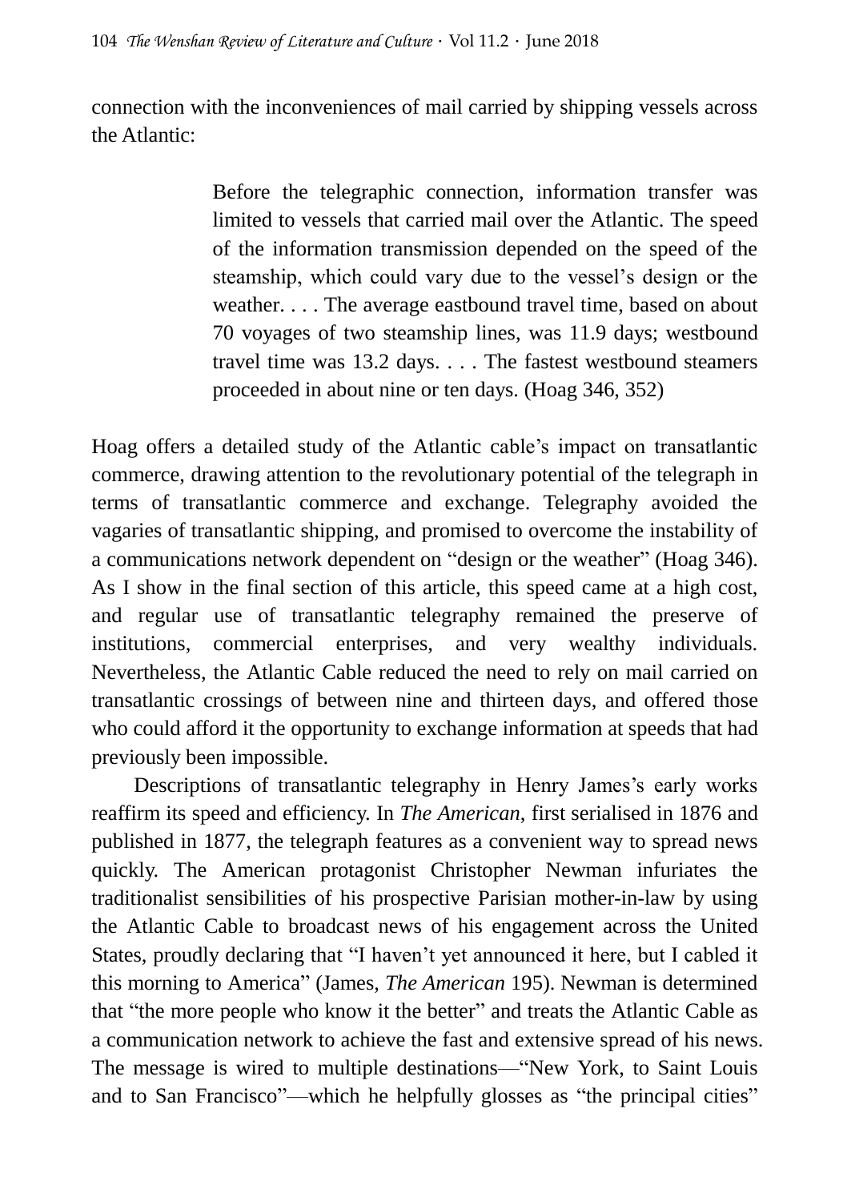connection with the inconveniences of mail carried by shipping vessels across the Atlantic:

> Before the telegraphic connection, information transfer was limited to vessels that carried mail over the Atlantic. The speed of the information transmission depended on the speed of the steamship, which could vary due to the vessel's design or the weather. . . . The average eastbound travel time, based on about 70 voyages of two steamship lines, was 11.9 days; westbound travel time was 13.2 days. . . . The fastest westbound steamers proceeded in about nine or ten days. (Hoag 346, 352)

Hoag offers a detailed study of the Atlantic cable's impact on transatlantic commerce, drawing attention to the revolutionary potential of the telegraph in terms of transatlantic commerce and exchange. Telegraphy avoided the vagaries of transatlantic shipping, and promised to overcome the instability of a communications network dependent on "design or the weather" (Hoag 346). As I show in the final section of this article, this speed came at a high cost, and regular use of transatlantic telegraphy remained the preserve of institutions, commercial enterprises, and very wealthy individuals. Nevertheless, the Atlantic Cable reduced the need to rely on mail carried on transatlantic crossings of between nine and thirteen days, and offered those who could afford it the opportunity to exchange information at speeds that had previously been impossible.

Descriptions of transatlantic telegraphy in Henry James's early works reaffirm its speed and efficiency. In *The American*, first serialised in 1876 and published in 1877, the telegraph features as a convenient way to spread news quickly. The American protagonist Christopher Newman infuriates the traditionalist sensibilities of his prospective Parisian mother-in-law by using the Atlantic Cable to broadcast news of his engagement across the United States, proudly declaring that "I haven't yet announced it here, but I cabled it this morning to America" (James, *The American* 195). Newman is determined that "the more people who know it the better" and treats the Atlantic Cable as a communication network to achieve the fast and extensive spread of his news. The message is wired to multiple destinations—"New York, to Saint Louis and to San Francisco"—which he helpfully glosses as "the principal cities"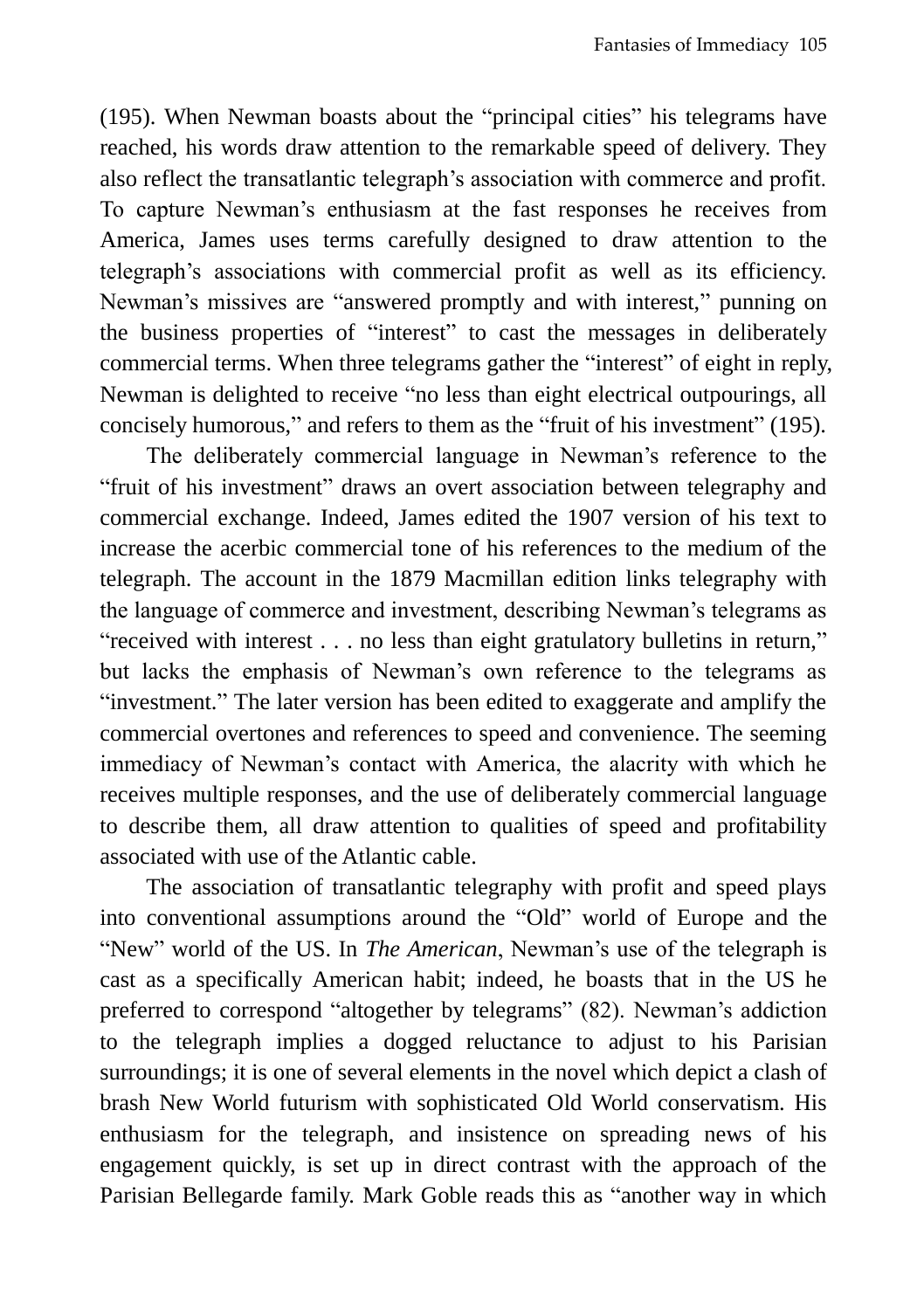(195). When Newman boasts about the "principal cities" his telegrams have reached, his words draw attention to the remarkable speed of delivery. They also reflect the transatlantic telegraph's association with commerce and profit. To capture Newman's enthusiasm at the fast responses he receives from America, James uses terms carefully designed to draw attention to the telegraph's associations with commercial profit as well as its efficiency. Newman's missives are "answered promptly and with interest," punning on the business properties of "interest" to cast the messages in deliberately commercial terms. When three telegrams gather the "interest" of eight in reply, Newman is delighted to receive "no less than eight electrical outpourings, all concisely humorous," and refers to them as the "fruit of his investment" (195).

The deliberately commercial language in Newman's reference to the "fruit of his investment" draws an overt association between telegraphy and commercial exchange. Indeed, James edited the 1907 version of his text to increase the acerbic commercial tone of his references to the medium of the telegraph. The account in the 1879 Macmillan edition links telegraphy with the language of commerce and investment, describing Newman's telegrams as "received with interest . . . no less than eight gratulatory bulletins in return," but lacks the emphasis of Newman's own reference to the telegrams as "investment." The later version has been edited to exaggerate and amplify the commercial overtones and references to speed and convenience. The seeming immediacy of Newman's contact with America, the alacrity with which he receives multiple responses, and the use of deliberately commercial language to describe them, all draw attention to qualities of speed and profitability associated with use of the Atlantic cable.

The association of transatlantic telegraphy with profit and speed plays into conventional assumptions around the "Old" world of Europe and the "New" world of the US. In *The American*, Newman's use of the telegraph is cast as a specifically American habit; indeed, he boasts that in the US he preferred to correspond "altogether by telegrams" (82). Newman's addiction to the telegraph implies a dogged reluctance to adjust to his Parisian surroundings; it is one of several elements in the novel which depict a clash of brash New World futurism with sophisticated Old World conservatism. His enthusiasm for the telegraph, and insistence on spreading news of his engagement quickly, is set up in direct contrast with the approach of the Parisian Bellegarde family. Mark Goble reads this as "another way in which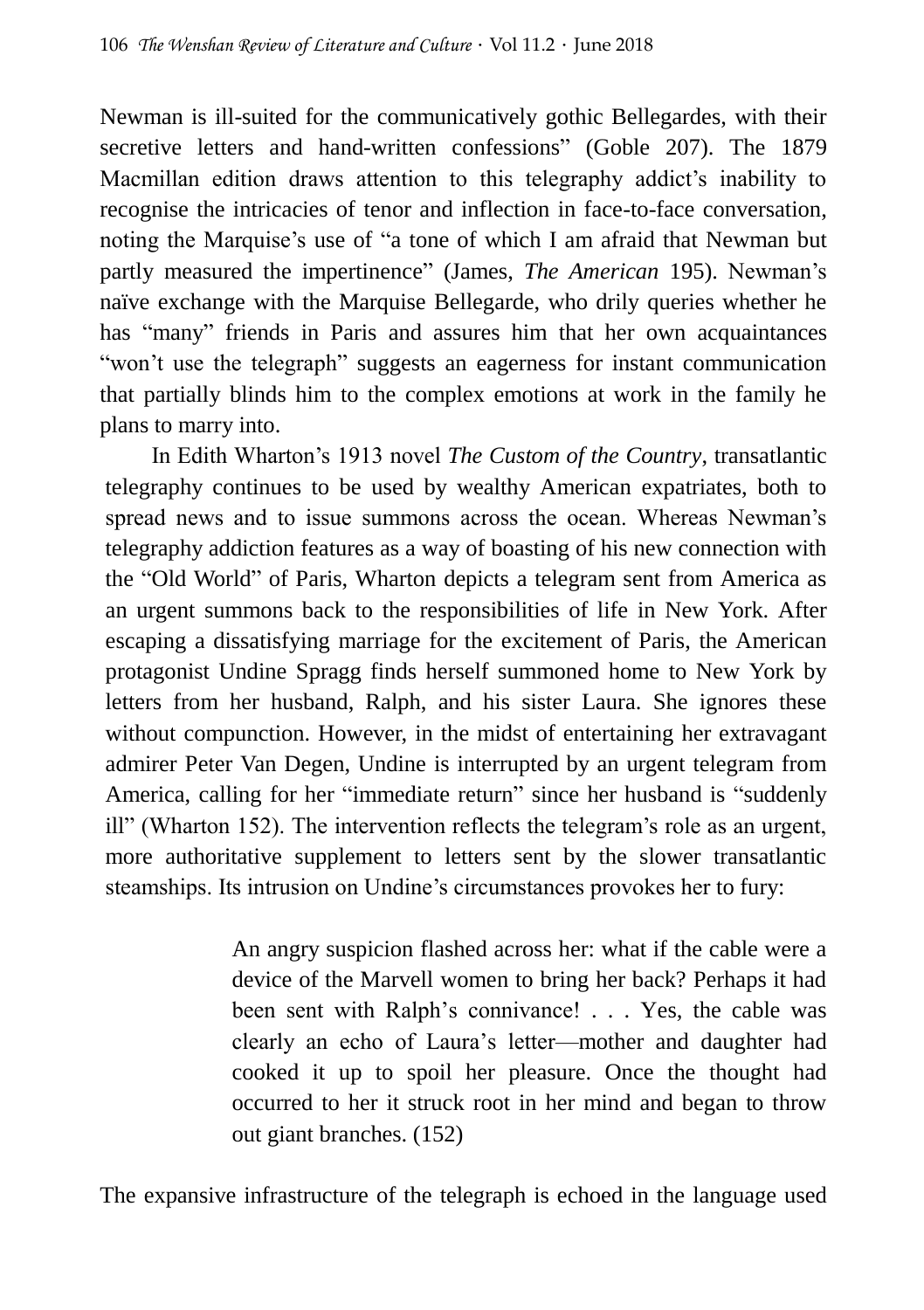Newman is ill-suited for the communicatively gothic Bellegardes, with their secretive letters and hand-written confessions" (Goble 207). The 1879 Macmillan edition draws attention to this telegraphy addict's inability to recognise the intricacies of tenor and inflection in face-to-face conversation, noting the Marquise's use of "a tone of which I am afraid that Newman but partly measured the impertinence" (James, *The American* 195). Newman's naïve exchange with the Marquise Bellegarde, who drily queries whether he has "many" friends in Paris and assures him that her own acquaintances "won't use the telegraph" suggests an eagerness for instant communication that partially blinds him to the complex emotions at work in the family he plans to marry into.

In Edith Wharton's 1913 novel *The Custom of the Country*, transatlantic telegraphy continues to be used by wealthy American expatriates, both to spread news and to issue summons across the ocean. Whereas Newman's telegraphy addiction features as a way of boasting of his new connection with the "Old World" of Paris, Wharton depicts a telegram sent from America as an urgent summons back to the responsibilities of life in New York. After escaping a dissatisfying marriage for the excitement of Paris, the American protagonist Undine Spragg finds herself summoned home to New York by letters from her husband, Ralph, and his sister Laura. She ignores these without compunction. However, in the midst of entertaining her extravagant admirer Peter Van Degen, Undine is interrupted by an urgent telegram from America, calling for her "immediate return" since her husband is "suddenly ill" (Wharton 152). The intervention reflects the telegram's role as an urgent, more authoritative supplement to letters sent by the slower transatlantic steamships. Its intrusion on Undine's circumstances provokes her to fury:

> An angry suspicion flashed across her: what if the cable were a device of the Marvell women to bring her back? Perhaps it had been sent with Ralph's connivance! . . . Yes, the cable was clearly an echo of Laura's letter—mother and daughter had cooked it up to spoil her pleasure. Once the thought had occurred to her it struck root in her mind and began to throw out giant branches. (152)

The expansive infrastructure of the telegraph is echoed in the language used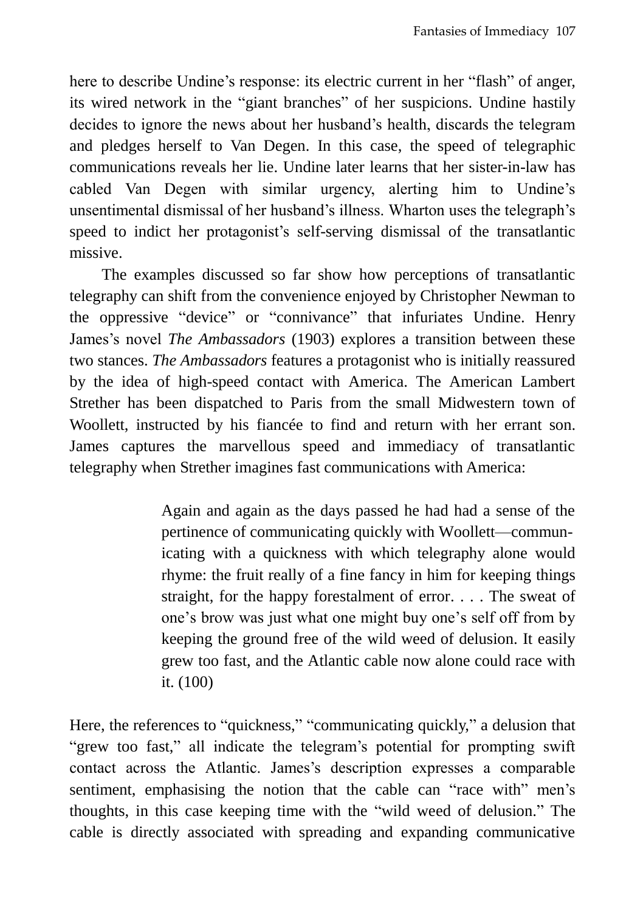here to describe Undine's response: its electric current in her "flash" of anger, its wired network in the "giant branches" of her suspicions. Undine hastily decides to ignore the news about her husband's health, discards the telegram and pledges herself to Van Degen. In this case, the speed of telegraphic communications reveals her lie. Undine later learns that her sister-in-law has cabled Van Degen with similar urgency, alerting him to Undine's unsentimental dismissal of her husband's illness. Wharton uses the telegraph's speed to indict her protagonist's self-serving dismissal of the transatlantic missive.

The examples discussed so far show how perceptions of transatlantic telegraphy can shift from the convenience enjoyed by Christopher Newman to the oppressive "device" or "connivance" that infuriates Undine. Henry James's novel *The Ambassadors* (1903) explores a transition between these two stances. *The Ambassadors* features a protagonist who is initially reassured by the idea of high-speed contact with America. The American Lambert Strether has been dispatched to Paris from the small Midwestern town of Woollett, instructed by his fiancée to find and return with her errant son. James captures the marvellous speed and immediacy of transatlantic telegraphy when Strether imagines fast communications with America:

> Again and again as the days passed he had had a sense of the pertinence of communicating quickly with Woollett—communicating with a quickness with which telegraphy alone would rhyme: the fruit really of a fine fancy in him for keeping things straight, for the happy forestalment of error. . . . The sweat of one's brow was just what one might buy one's self off from by keeping the ground free of the wild weed of delusion. It easily grew too fast, and the Atlantic cable now alone could race with it. (100)

Here, the references to "quickness," "communicating quickly," a delusion that "grew too fast," all indicate the telegram's potential for prompting swift contact across the Atlantic. James's description expresses a comparable sentiment, emphasising the notion that the cable can "race with" men's thoughts, in this case keeping time with the "wild weed of delusion." The cable is directly associated with spreading and expanding communicative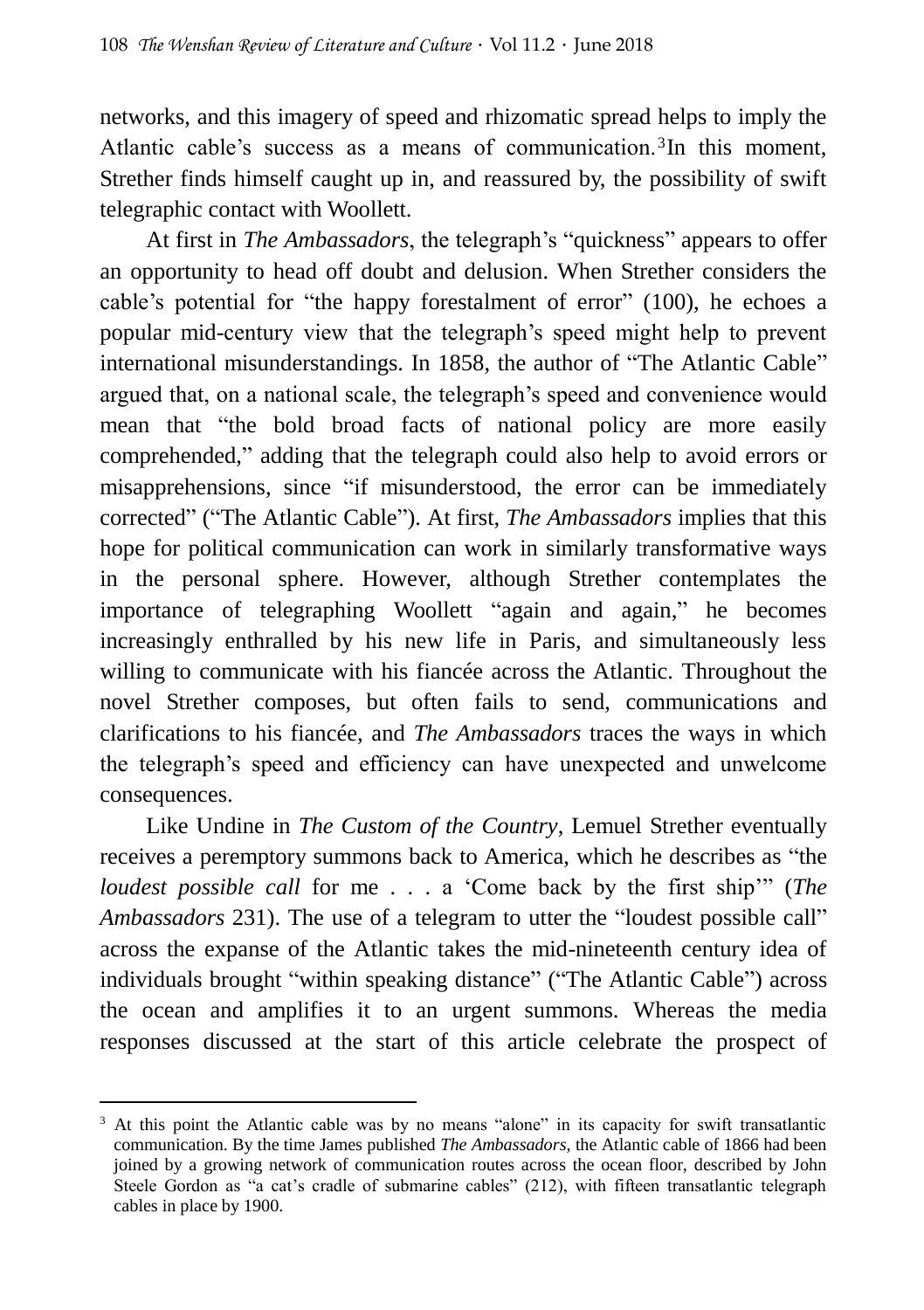networks, and this imagery of speed and rhizomatic spread helps to imply the Atlantic cable's success as a means of communication.[3] In this moment, Strether finds himself caught up in, and reassured by, the possibility of swift telegraphic contact with Woollett.

At first in *The Ambassadors*, the telegraph's "quickness" appears to offer an opportunity to head off doubt and delusion. When Strether considers the cable's potential for "the happy forestalment of error" (100), he echoes a popular mid-century view that the telegraph's speed might help to prevent international misunderstandings. In 1858, the author of "The Atlantic Cable" argued that, on a national scale, the telegraph's speed and convenience would mean that "the bold broad facts of national policy are more easily comprehended," adding that the telegraph could also help to avoid errors or misapprehensions, since "if misunderstood, the error can be immediately corrected" ("The Atlantic Cable"). At first, *The Ambassadors* implies that this hope for political communication can work in similarly transformative ways in the personal sphere. However, although Strether contemplates the importance of telegraphing Woollett "again and again," he becomes increasingly enthralled by his new life in Paris, and simultaneously less willing to communicate with his fiancée across the Atlantic. Throughout the novel Strether composes, but often fails to send, communications and clarifications to his fiancée, and *The Ambassadors* traces the ways in which the telegraph's speed and efficiency can have unexpected and unwelcome consequences.

Like Undine in *The Custom of the Country*, Lemuel Strether eventually receives a peremptory summons back to America, which he describes as "the *loudest possible call* for me . . . a 'Come back by the first ship'" (*The Ambassadors* 231). The use of a telegram to utter the "loudest possible call" across the expanse of the Atlantic takes the mid-nineteenth century idea of individuals brought "within speaking distance" ("The Atlantic Cable") across the ocean and amplifies it to an urgent summons. Whereas the media responses discussed at the start of this article celebrate the prospect of

---

[3] At this point the Atlantic cable was by no means "alone" in its capacity for swift transatlantic communication. By the time James published *The Ambassadors*, the Atlantic cable of 1866 had been joined by a growing network of communication routes across the ocean floor, described by John Steele Gordon as "a cat's cradle of submarine cables" (212), with fifteen transatlantic telegraph cables in place by 1900.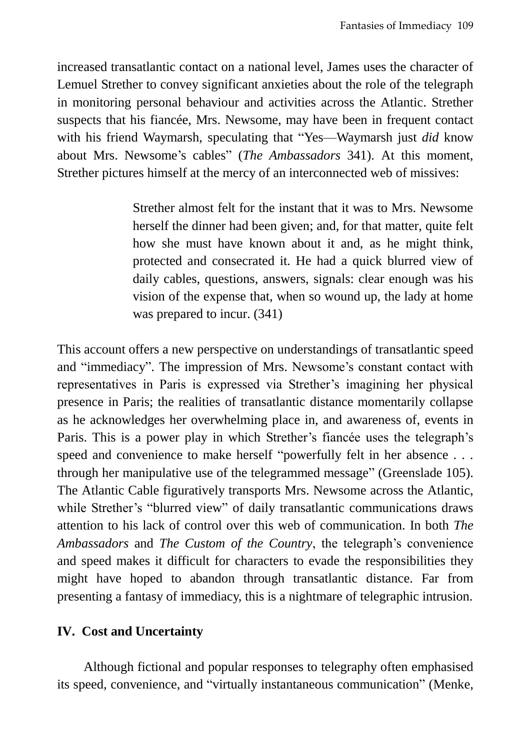increased transatlantic contact on a national level, James uses the character of Lemuel Strether to convey significant anxieties about the role of the telegraph in monitoring personal behaviour and activities across the Atlantic. Strether suspects that his fiancée, Mrs. Newsome, may have been in frequent contact with his friend Waymarsh, speculating that "Yes—Waymarsh just *did* know about Mrs. Newsome's cables" (*The Ambassadors* 341). At this moment, Strether pictures himself at the mercy of an interconnected web of missives:

> Strether almost felt for the instant that it was to Mrs. Newsome herself the dinner had been given; and, for that matter, quite felt how she must have known about it and, as he might think, protected and consecrated it. He had a quick blurred view of daily cables, questions, answers, signals: clear enough was his vision of the expense that, when so wound up, the lady at home was prepared to incur. (341)

This account offers a new perspective on understandings of transatlantic speed and "immediacy". The impression of Mrs. Newsome's constant contact with representatives in Paris is expressed via Strether's imagining her physical presence in Paris; the realities of transatlantic distance momentarily collapse as he acknowledges her overwhelming place in, and awareness of, events in Paris. This is a power play in which Strether's fiancée uses the telegraph's speed and convenience to make herself "powerfully felt in her absence . . . through her manipulative use of the telegrammed message" (Greenslade 105). The Atlantic Cable figuratively transports Mrs. Newsome across the Atlantic, while Strether's "blurred view" of daily transatlantic communications draws attention to his lack of control over this web of communication. In both *The Ambassadors* and *The Custom of the Country*, the telegraph's convenience and speed makes it difficult for characters to evade the responsibilities they might have hoped to abandon through transatlantic distance. Far from presenting a fantasy of immediacy, this is a nightmare of telegraphic intrusion.

## IV. Cost and Uncertainty

Although fictional and popular responses to telegraphy often emphasised its speed, convenience, and "virtually instantaneous communication" (Menke,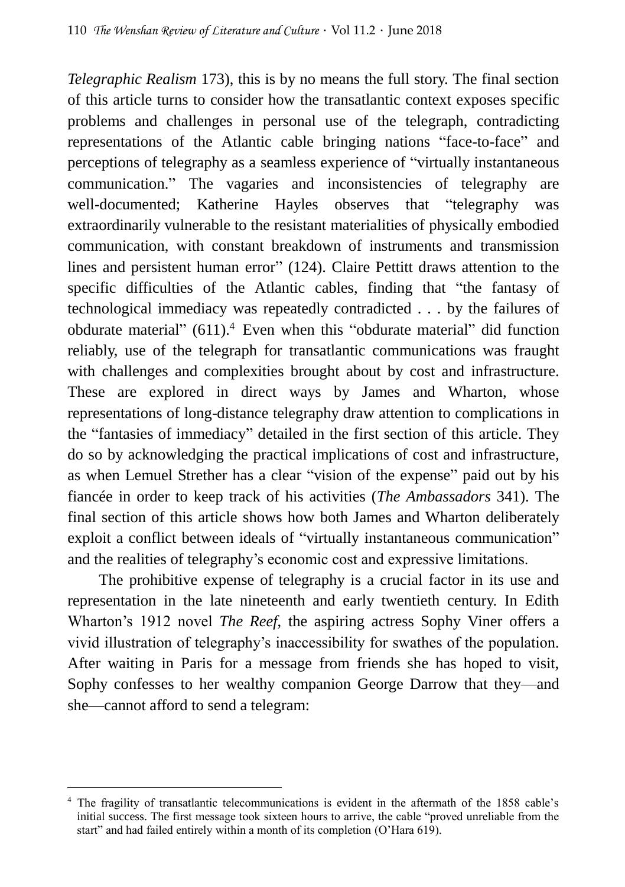*Telegraphic Realism* 173), this is by no means the full story. The final section of this article turns to consider how the transatlantic context exposes specific problems and challenges in personal use of the telegraph, contradicting representations of the Atlantic cable bringing nations "face-to-face" and perceptions of telegraphy as a seamless experience of "virtually instantaneous communication." The vagaries and inconsistencies of telegraphy are well-documented; Katherine Hayles observes that "telegraphy was extraordinarily vulnerable to the resistant materialities of physically embodied communication, with constant breakdown of instruments and transmission lines and persistent human error" (124). Claire Pettitt draws attention to the specific difficulties of the Atlantic cables, finding that "the fantasy of technological immediacy was repeatedly contradicted . . . by the failures of obdurate material" (611).[4] Even when this "obdurate material" did function reliably, use of the telegraph for transatlantic communications was fraught with challenges and complexities brought about by cost and infrastructure. These are explored in direct ways by James and Wharton, whose representations of long-distance telegraphy draw attention to complications in the "fantasies of immediacy" detailed in the first section of this article. They do so by acknowledging the practical implications of cost and infrastructure, as when Lemuel Strether has a clear "vision of the expense" paid out by his fiancée in order to keep track of his activities (*The Ambassadors* 341). The final section of this article shows how both James and Wharton deliberately exploit a conflict between ideals of "virtually instantaneous communication" and the realities of telegraphy's economic cost and expressive limitations.

The prohibitive expense of telegraphy is a crucial factor in its use and representation in the late nineteenth and early twentieth century. In Edith Wharton's 1912 novel *The Reef*, the aspiring actress Sophy Viner offers a vivid illustration of telegraphy's inaccessibility for swathes of the population. After waiting in Paris for a message from friends she has hoped to visit, Sophy confesses to her wealthy companion George Darrow that they—and she—cannot afford to send a telegram:

---

[4] The fragility of transatlantic telecommunications is evident in the aftermath of the 1858 cable's initial success. The first message took sixteen hours to arrive, the cable "proved unreliable from the start" and had failed entirely within a month of its completion (O'Hara 619).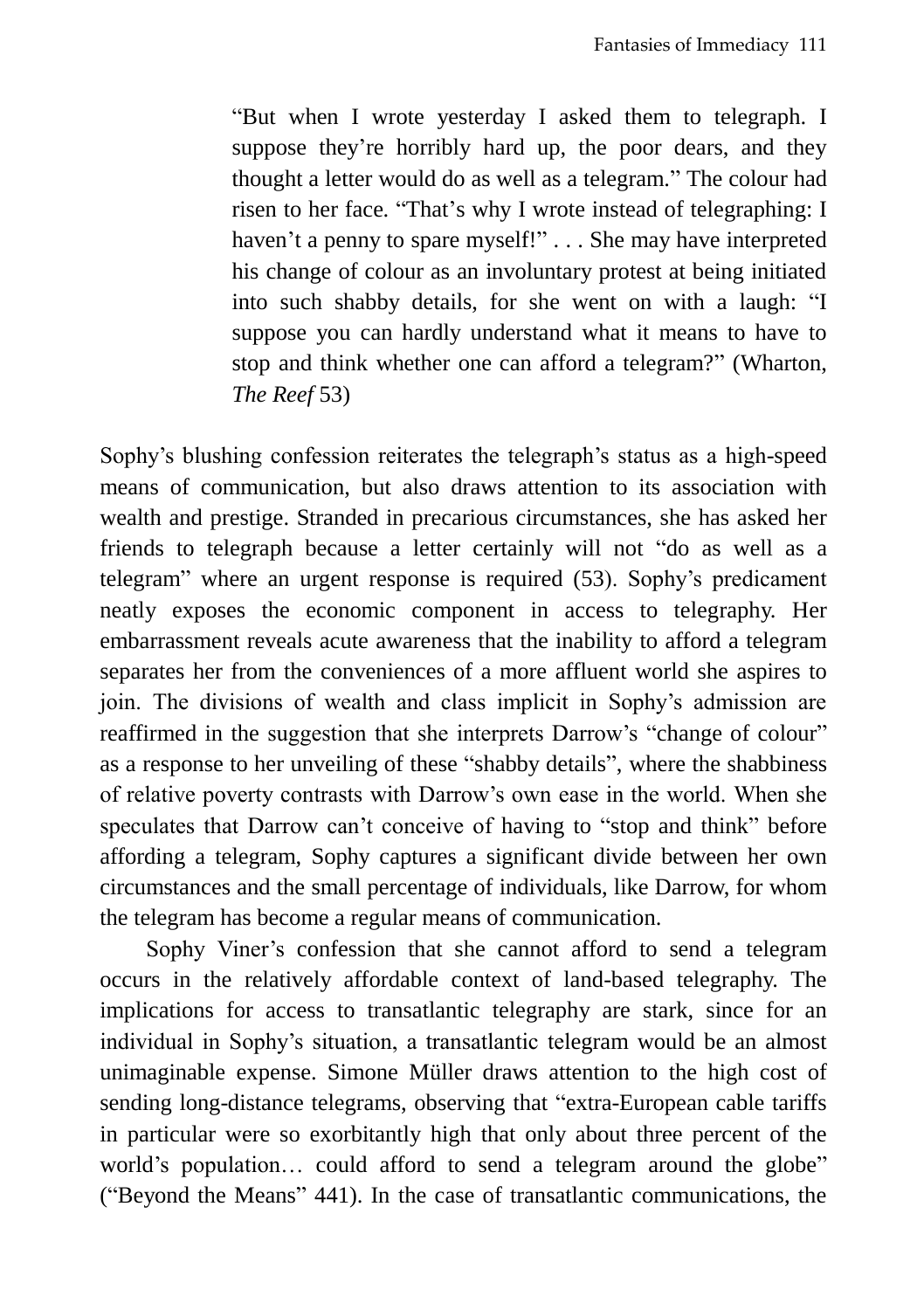> "But when I wrote yesterday I asked them to telegraph. I suppose they're horribly hard up, the poor dears, and they thought a letter would do as well as a telegram." The colour had risen to her face. "That's why I wrote instead of telegraphing: I haven't a penny to spare myself!" . . . She may have interpreted his change of colour as an involuntary protest at being initiated into such shabby details, for she went on with a laugh: "I suppose you can hardly understand what it means to have to stop and think whether one can afford a telegram?" (Wharton, *The Reef* 53)

Sophy's blushing confession reiterates the telegraph's status as a high-speed means of communication, but also draws attention to its association with wealth and prestige. Stranded in precarious circumstances, she has asked her friends to telegraph because a letter certainly will not "do as well as a telegram" where an urgent response is required (53). Sophy's predicament neatly exposes the economic component in access to telegraphy. Her embarrassment reveals acute awareness that the inability to afford a telegram separates her from the conveniences of a more affluent world she aspires to join. The divisions of wealth and class implicit in Sophy's admission are reaffirmed in the suggestion that she interprets Darrow's "change of colour" as a response to her unveiling of these "shabby details", where the shabbiness of relative poverty contrasts with Darrow's own ease in the world. When she speculates that Darrow can't conceive of having to "stop and think" before affording a telegram, Sophy captures a significant divide between her own circumstances and the small percentage of individuals, like Darrow, for whom the telegram has become a regular means of communication.

Sophy Viner's confession that she cannot afford to send a telegram occurs in the relatively affordable context of land-based telegraphy. The implications for access to transatlantic telegraphy are stark, since for an individual in Sophy's situation, a transatlantic telegram would be an almost unimaginable expense. Simone Müller draws attention to the high cost of sending long-distance telegrams, observing that "extra-European cable tariffs in particular were so exorbitantly high that only about three percent of the world's population… could afford to send a telegram around the globe" ("Beyond the Means" 441). In the case of transatlantic communications, the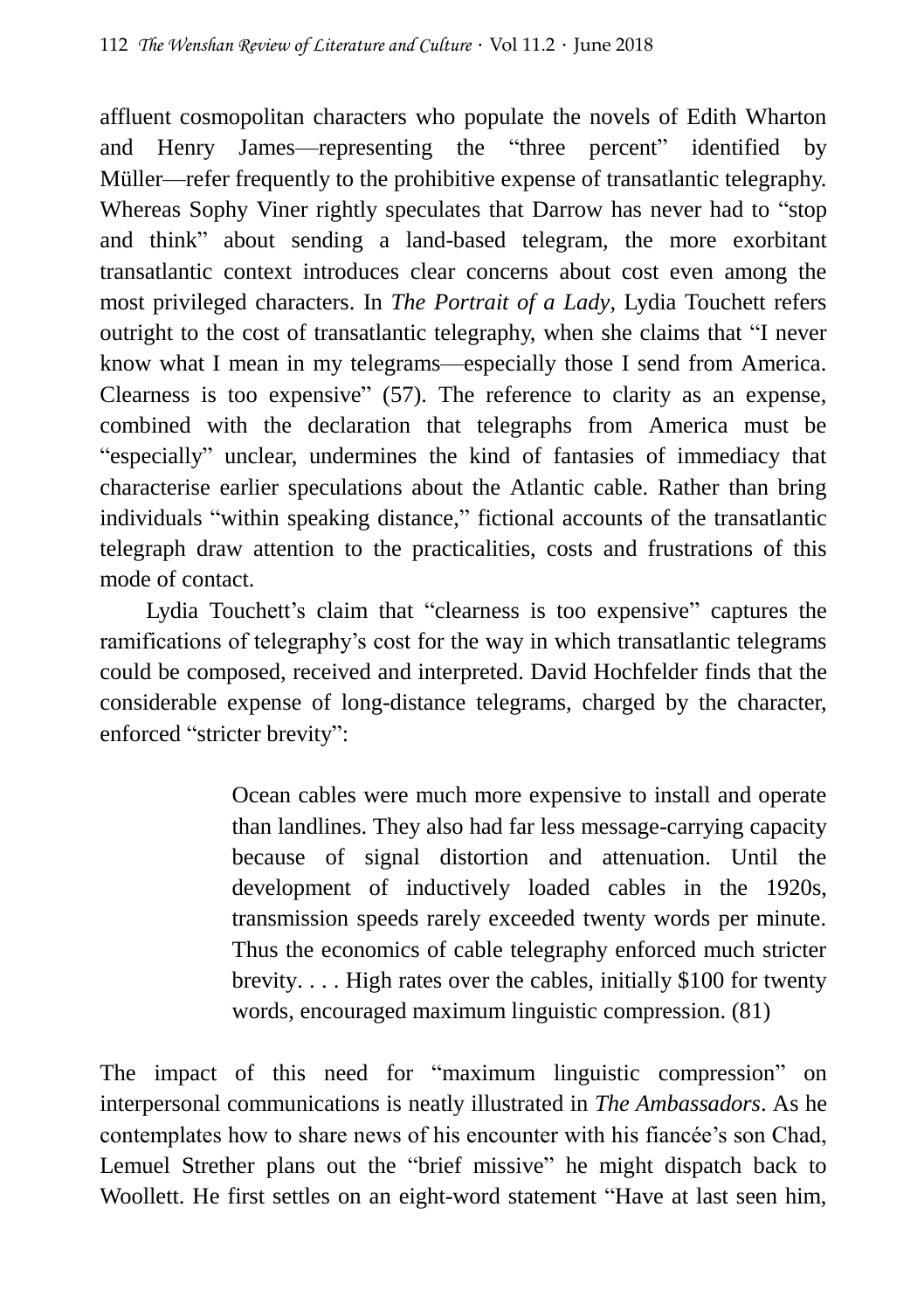affluent cosmopolitan characters who populate the novels of Edith Wharton and Henry James—representing the "three percent" identified by Müller—refer frequently to the prohibitive expense of transatlantic telegraphy. Whereas Sophy Viner rightly speculates that Darrow has never had to "stop and think" about sending a land-based telegram, the more exorbitant transatlantic context introduces clear concerns about cost even among the most privileged characters. In *The Portrait of a Lady*, Lydia Touchett refers outright to the cost of transatlantic telegraphy, when she claims that "I never know what I mean in my telegrams—especially those I send from America. Clearness is too expensive" (57). The reference to clarity as an expense, combined with the declaration that telegraphs from America must be "especially" unclear, undermines the kind of fantasies of immediacy that characterise earlier speculations about the Atlantic cable. Rather than bring individuals "within speaking distance," fictional accounts of the transatlantic telegraph draw attention to the practicalities, costs and frustrations of this mode of contact.

Lydia Touchett's claim that "clearness is too expensive" captures the ramifications of telegraphy's cost for the way in which transatlantic telegrams could be composed, received and interpreted. David Hochfelder finds that the considerable expense of long-distance telegrams, charged by the character, enforced "stricter brevity":

> Ocean cables were much more expensive to install and operate than landlines. They also had far less message-carrying capacity because of signal distortion and attenuation. Until the development of inductively loaded cables in the 1920s, transmission speeds rarely exceeded twenty words per minute. Thus the economics of cable telegraphy enforced much stricter brevity. . . . High rates over the cables, initially $100 for twenty words, encouraged maximum linguistic compression. (81)

The impact of this need for "maximum linguistic compression" on interpersonal communications is neatly illustrated in *The Ambassadors*. As he contemplates how to share news of his encounter with his fiancée's son Chad, Lemuel Strether plans out the "brief missive" he might dispatch back to Woollett. He first settles on an eight-word statement "Have at last seen him,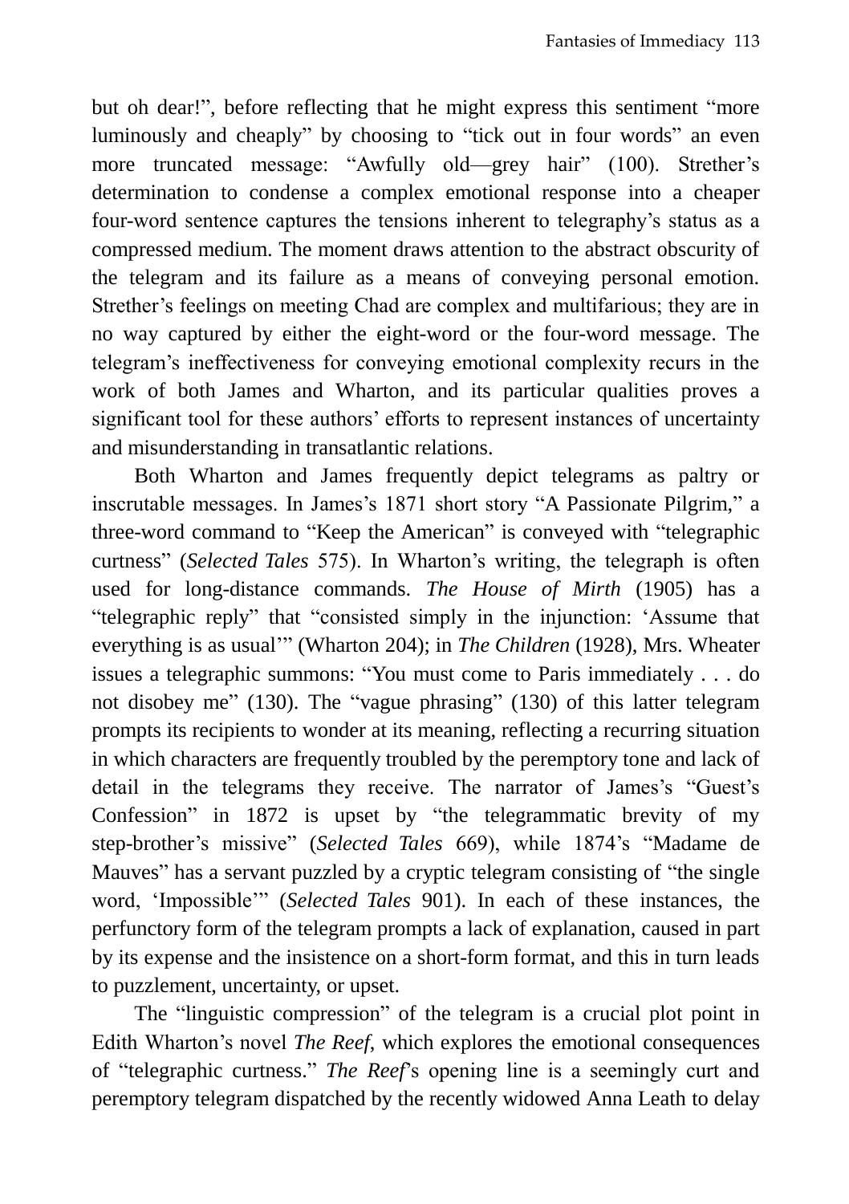but oh dear!", before reflecting that he might express this sentiment "more luminously and cheaply" by choosing to "tick out in four words" an even more truncated message: "Awfully old—grey hair" (100). Strether's determination to condense a complex emotional response into a cheaper four-word sentence captures the tensions inherent to telegraphy's status as a compressed medium. The moment draws attention to the abstract obscurity of the telegram and its failure as a means of conveying personal emotion. Strether's feelings on meeting Chad are complex and multifarious; they are in no way captured by either the eight-word or the four-word message. The telegram's ineffectiveness for conveying emotional complexity recurs in the work of both James and Wharton, and its particular qualities proves a significant tool for these authors' efforts to represent instances of uncertainty and misunderstanding in transatlantic relations.

Both Wharton and James frequently depict telegrams as paltry or inscrutable messages. In James's 1871 short story "A Passionate Pilgrim," a three-word command to "Keep the American" is conveyed with "telegraphic curtness" (*Selected Tales* 575). In Wharton's writing, the telegraph is often used for long-distance commands. *The House of Mirth* (1905) has a "telegraphic reply" that "consisted simply in the injunction: 'Assume that everything is as usual'" (Wharton 204); in *The Children* (1928), Mrs. Wheater issues a telegraphic summons: "You must come to Paris immediately . . . do not disobey me" (130). The "vague phrasing" (130) of this latter telegram prompts its recipients to wonder at its meaning, reflecting a recurring situation in which characters are frequently troubled by the peremptory tone and lack of detail in the telegrams they receive. The narrator of James's "Guest's Confession" in 1872 is upset by "the telegrammatic brevity of my step-brother's missive" (*Selected Tales* 669), while 1874's "Madame de Mauves" has a servant puzzled by a cryptic telegram consisting of "the single word, 'Impossible'" (*Selected Tales* 901). In each of these instances, the perfunctory form of the telegram prompts a lack of explanation, caused in part by its expense and the insistence on a short-form format, and this in turn leads to puzzlement, uncertainty, or upset.

The "linguistic compression" of the telegram is a crucial plot point in Edith Wharton's novel *The Reef*, which explores the emotional consequences of "telegraphic curtness." *The Reef*'s opening line is a seemingly curt and peremptory telegram dispatched by the recently widowed Anna Leath to delay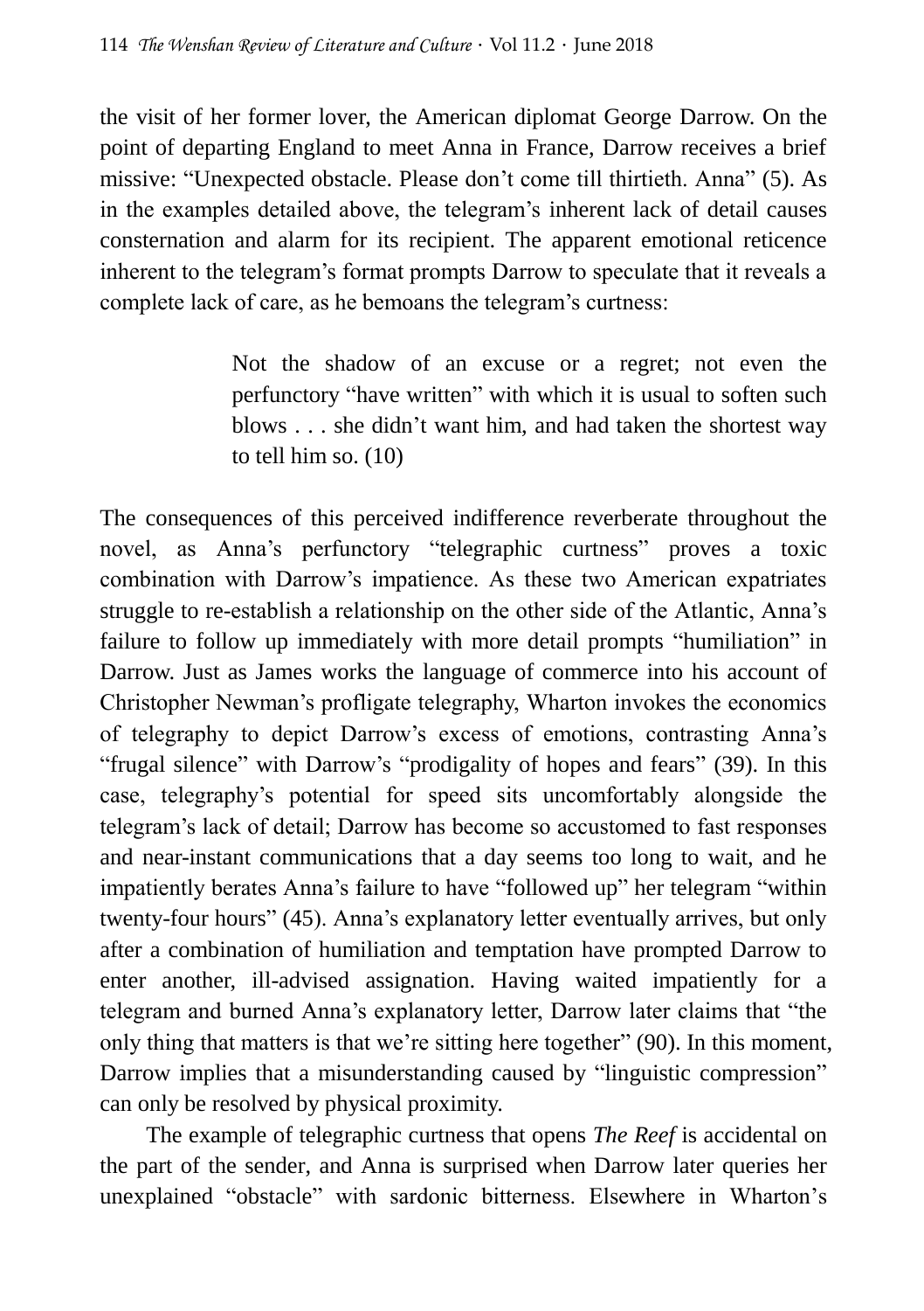the visit of her former lover, the American diplomat George Darrow. On the point of departing England to meet Anna in France, Darrow receives a brief missive: "Unexpected obstacle. Please don't come till thirtieth. Anna" (5). As in the examples detailed above, the telegram's inherent lack of detail causes consternation and alarm for its recipient. The apparent emotional reticence inherent to the telegram's format prompts Darrow to speculate that it reveals a complete lack of care, as he bemoans the telegram's curtness:

> Not the shadow of an excuse or a regret; not even the perfunctory "have written" with which it is usual to soften such blows . . . she didn't want him, and had taken the shortest way to tell him so. (10)

The consequences of this perceived indifference reverberate throughout the novel, as Anna's perfunctory "telegraphic curtness" proves a toxic combination with Darrow's impatience. As these two American expatriates struggle to re-establish a relationship on the other side of the Atlantic, Anna's failure to follow up immediately with more detail prompts "humiliation" in Darrow. Just as James works the language of commerce into his account of Christopher Newman's profligate telegraphy, Wharton invokes the economics of telegraphy to depict Darrow's excess of emotions, contrasting Anna's "frugal silence" with Darrow's "prodigality of hopes and fears" (39). In this case, telegraphy's potential for speed sits uncomfortably alongside the telegram's lack of detail; Darrow has become so accustomed to fast responses and near-instant communications that a day seems too long to wait, and he impatiently berates Anna's failure to have "followed up" her telegram "within twenty-four hours" (45). Anna's explanatory letter eventually arrives, but only after a combination of humiliation and temptation have prompted Darrow to enter another, ill-advised assignation. Having waited impatiently for a telegram and burned Anna's explanatory letter, Darrow later claims that "the only thing that matters is that we're sitting here together" (90). In this moment, Darrow implies that a misunderstanding caused by "linguistic compression" can only be resolved by physical proximity.

The example of telegraphic curtness that opens *The Reef* is accidental on the part of the sender, and Anna is surprised when Darrow later queries her unexplained "obstacle" with sardonic bitterness. Elsewhere in Wharton's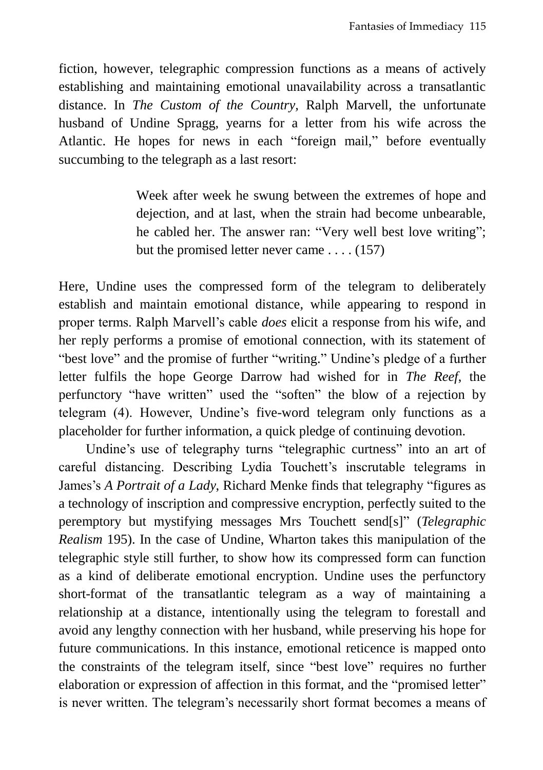fiction, however, telegraphic compression functions as a means of actively establishing and maintaining emotional unavailability across a transatlantic distance. In *The Custom of the Country,* Ralph Marvell, the unfortunate husband of Undine Spragg, yearns for a letter from his wife across the Atlantic. He hopes for news in each "foreign mail," before eventually succumbing to the telegraph as a last resort:

> Week after week he swung between the extremes of hope and dejection, and at last, when the strain had become unbearable, he cabled her. The answer ran: "Very well best love writing"; but the promised letter never came . . . . (157)

Here, Undine uses the compressed form of the telegram to deliberately establish and maintain emotional distance, while appearing to respond in proper terms. Ralph Marvell's cable *does* elicit a response from his wife, and her reply performs a promise of emotional connection, with its statement of "best love" and the promise of further "writing." Undine's pledge of a further letter fulfils the hope George Darrow had wished for in *The Reef*, the perfunctory "have written" used the "soften" the blow of a rejection by telegram (4). However, Undine's five-word telegram only functions as a placeholder for further information, a quick pledge of continuing devotion.

Undine's use of telegraphy turns "telegraphic curtness" into an art of careful distancing. Describing Lydia Touchett's inscrutable telegrams in James's *A Portrait of a Lady*, Richard Menke finds that telegraphy "figures as a technology of inscription and compressive encryption, perfectly suited to the peremptory but mystifying messages Mrs Touchett send[s]" (*Telegraphic Realism* 195). In the case of Undine, Wharton takes this manipulation of the telegraphic style still further, to show how its compressed form can function as a kind of deliberate emotional encryption. Undine uses the perfunctory short-format of the transatlantic telegram as a way of maintaining a relationship at a distance, intentionally using the telegram to forestall and avoid any lengthy connection with her husband, while preserving his hope for future communications. In this instance, emotional reticence is mapped onto the constraints of the telegram itself, since "best love" requires no further elaboration or expression of affection in this format, and the "promised letter" is never written. The telegram's necessarily short format becomes a means of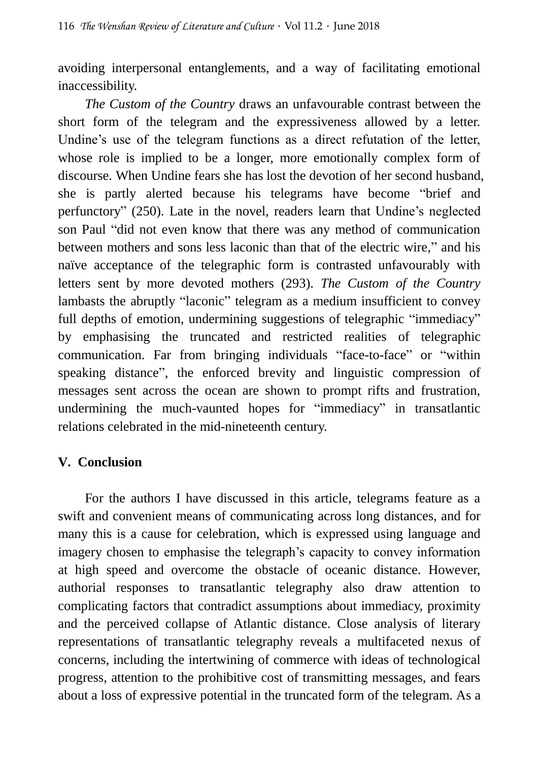avoiding interpersonal entanglements, and a way of facilitating emotional inaccessibility.

*The Custom of the Country* draws an unfavourable contrast between the short form of the telegram and the expressiveness allowed by a letter. Undine's use of the telegram functions as a direct refutation of the letter, whose role is implied to be a longer, more emotionally complex form of discourse. When Undine fears she has lost the devotion of her second husband, she is partly alerted because his telegrams have become "brief and perfunctory" (250). Late in the novel, readers learn that Undine's neglected son Paul "did not even know that there was any method of communication between mothers and sons less laconic than that of the electric wire," and his naïve acceptance of the telegraphic form is contrasted unfavourably with letters sent by more devoted mothers (293). *The Custom of the Country* lambasts the abruptly "laconic" telegram as a medium insufficient to convey full depths of emotion, undermining suggestions of telegraphic "immediacy" by emphasising the truncated and restricted realities of telegraphic communication. Far from bringing individuals "face-to-face" or "within speaking distance", the enforced brevity and linguistic compression of messages sent across the ocean are shown to prompt rifts and frustration, undermining the much-vaunted hopes for "immediacy" in transatlantic relations celebrated in the mid-nineteenth century.

## V. Conclusion

For the authors I have discussed in this article, telegrams feature as a swift and convenient means of communicating across long distances, and for many this is a cause for celebration, which is expressed using language and imagery chosen to emphasise the telegraph's capacity to convey information at high speed and overcome the obstacle of oceanic distance. However, authorial responses to transatlantic telegraphy also draw attention to complicating factors that contradict assumptions about immediacy, proximity and the perceived collapse of Atlantic distance. Close analysis of literary representations of transatlantic telegraphy reveals a multifaceted nexus of concerns, including the intertwining of commerce with ideas of technological progress, attention to the prohibitive cost of transmitting messages, and fears about a loss of expressive potential in the truncated form of the telegram. As a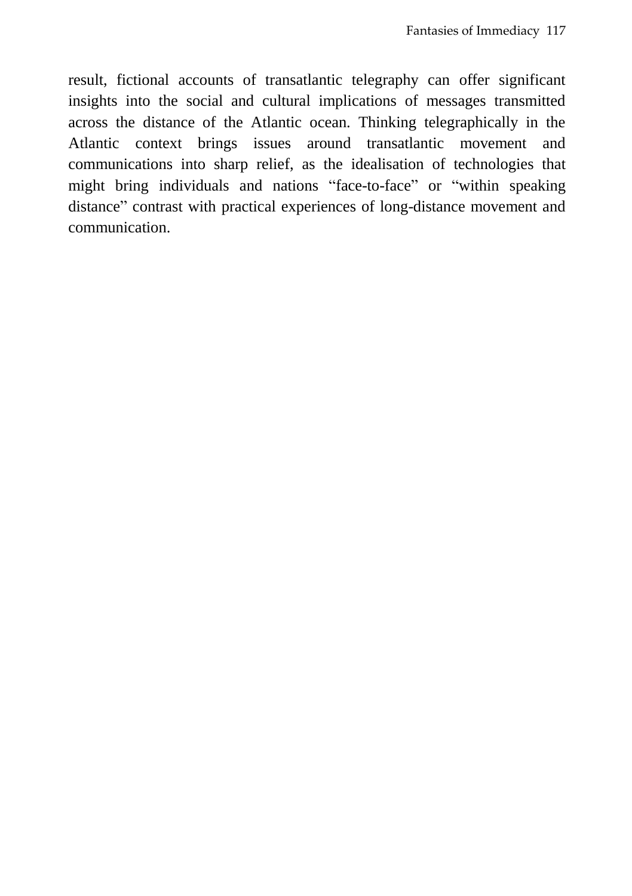result, fictional accounts of transatlantic telegraphy can offer significant insights into the social and cultural implications of messages transmitted across the distance of the Atlantic ocean. Thinking telegraphically in the Atlantic context brings issues around transatlantic movement and communications into sharp relief, as the idealisation of technologies that might bring individuals and nations “face-to-face” or “within speaking distance” contrast with practical experiences of long-distance movement and communication.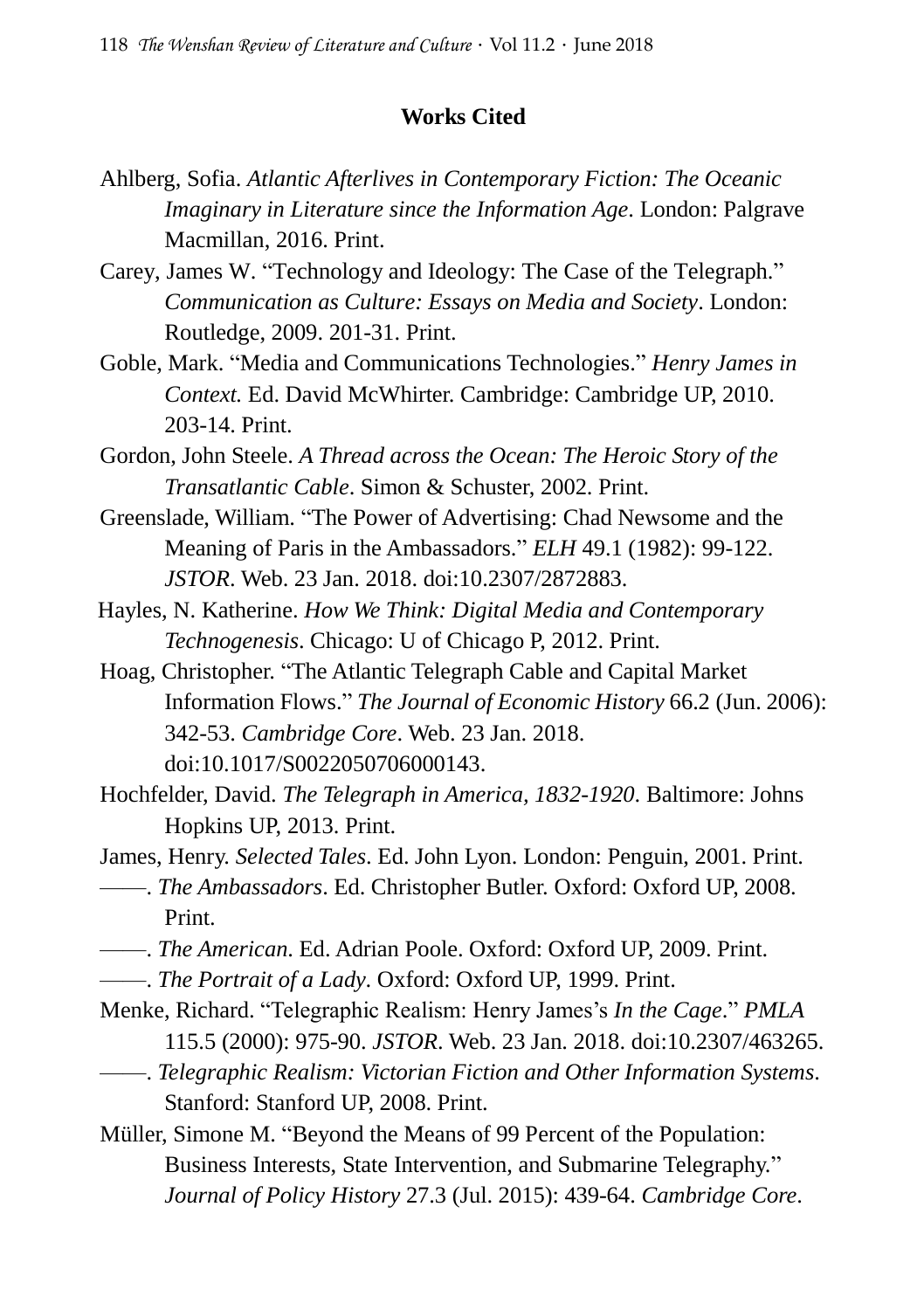## Works Cited

Ahlberg, Sofia. *Atlantic Afterlives in Contemporary Fiction: The Oceanic Imaginary in Literature since the Information Age*. London: Palgrave Macmillan, 2016. Print.

Carey, James W. "Technology and Ideology: The Case of the Telegraph." *Communication as Culture: Essays on Media and Society*. London: Routledge, 2009. 201-31. Print.

Goble, Mark. "Media and Communications Technologies." *Henry James in Context.* Ed. David McWhirter. Cambridge: Cambridge UP, 2010. 203-14. Print.

Gordon, John Steele. *A Thread across the Ocean: The Heroic Story of the Transatlantic Cable*. Simon & Schuster, 2002. Print.

Greenslade, William. "The Power of Advertising: Chad Newsome and the Meaning of Paris in the Ambassadors." *ELH* 49.1 (1982): 99-122. *JSTOR*. Web. 23 Jan. 2018. doi:10.2307/2872883.

Hayles, N. Katherine. *How We Think: Digital Media and Contemporary Technogenesis*. Chicago: U of Chicago P, 2012. Print.

Hoag, Christopher. "The Atlantic Telegraph Cable and Capital Market Information Flows." *The Journal of Economic History* 66.2 (Jun. 2006): 342-53. *Cambridge Core*. Web. 23 Jan. 2018. doi:10.1017/S0022050706000143.

Hochfelder, David. *The Telegraph in America, 1832-1920*. Baltimore: Johns Hopkins UP, 2013. Print.

James, Henry. *Selected Tales*. Ed. John Lyon. London: Penguin, 2001. Print.

——. *The Ambassadors*. Ed. Christopher Butler. Oxford: Oxford UP, 2008. Print.

——. *The American*. Ed. Adrian Poole. Oxford: Oxford UP, 2009. Print.

——. *The Portrait of a Lady*. Oxford: Oxford UP, 1999. Print.

Menke, Richard. "Telegraphic Realism: Henry James's *In the Cage*." *PMLA* 115.5 (2000): 975-90. *JSTOR*. Web. 23 Jan. 2018. doi:10.2307/463265.

——. *Telegraphic Realism: Victorian Fiction and Other Information Systems*. Stanford: Stanford UP, 2008. Print.

Müller, Simone M. "Beyond the Means of 99 Percent of the Population: Business Interests, State Intervention, and Submarine Telegraphy." *Journal of Policy History* 27.3 (Jul. 2015): 439-64. *Cambridge Core*.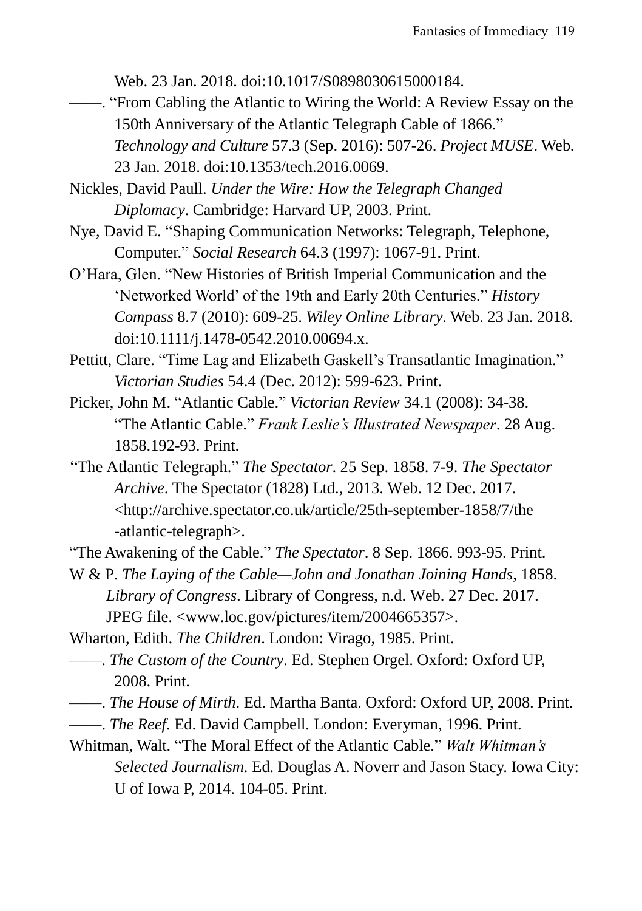Web. 23 Jan. 2018. doi:10.1017/S0898030615000184.

——. "From Cabling the Atlantic to Wiring the World: A Review Essay on the 150th Anniversary of the Atlantic Telegraph Cable of 1866." *Technology and Culture* 57.3 (Sep. 2016): 507-26. *Project MUSE*. Web. 23 Jan. 2018. doi:10.1353/tech.2016.0069.

Nickles, David Paull. *Under the Wire: How the Telegraph Changed Diplomacy*. Cambridge: Harvard UP, 2003. Print.

Nye, David E. "Shaping Communication Networks: Telegraph, Telephone, Computer." *Social Research* 64.3 (1997): 1067-91. Print.

O'Hara, Glen. "New Histories of British Imperial Communication and the 'Networked World' of the 19th and Early 20th Centuries." *History Compass* 8.7 (2010): 609-25. *Wiley Online Library*. Web. 23 Jan. 2018. doi:10.1111/j.1478-0542.2010.00694.x.

Pettitt, Clare. "Time Lag and Elizabeth Gaskell's Transatlantic Imagination." *Victorian Studies* 54.4 (Dec. 2012): 599-623. Print.

Picker, John M. "Atlantic Cable." *Victorian Review* 34.1 (2008): 34-38. "The Atlantic Cable." *Frank Leslie's Illustrated Newspaper*. 28 Aug. 1858.192-93. Print.

"The Atlantic Telegraph." *The Spectator*. 25 Sep. 1858. 7-9. *The Spectator Archive*. The Spectator (1828) Ltd., 2013. Web. 12 Dec. 2017. <http://archive.spectator.co.uk/article/25th-september-1858/7/the-atlantic-telegraph>.

"The Awakening of the Cable." *The Spectator*. 8 Sep. 1866. 993-95. Print.

W & P. *The Laying of the Cable—John and Jonathan Joining Hands*, 1858. *Library of Congress*. Library of Congress, n.d. Web. 27 Dec. 2017. JPEG file. <www.loc.gov/pictures/item/2004665357>.

Wharton, Edith. *The Children*. London: Virago, 1985. Print.

——. *The Custom of the Country*. Ed. Stephen Orgel. Oxford: Oxford UP, 2008. Print.

——. *The House of Mirth*. Ed. Martha Banta. Oxford: Oxford UP, 2008. Print.

——. *The Reef*. Ed. David Campbell. London: Everyman, 1996. Print.

Whitman, Walt. "The Moral Effect of the Atlantic Cable." *Walt Whitman's Selected Journalism*. Ed. Douglas A. Noverr and Jason Stacy. Iowa City: U of Iowa P, 2014. 104-05. Print.